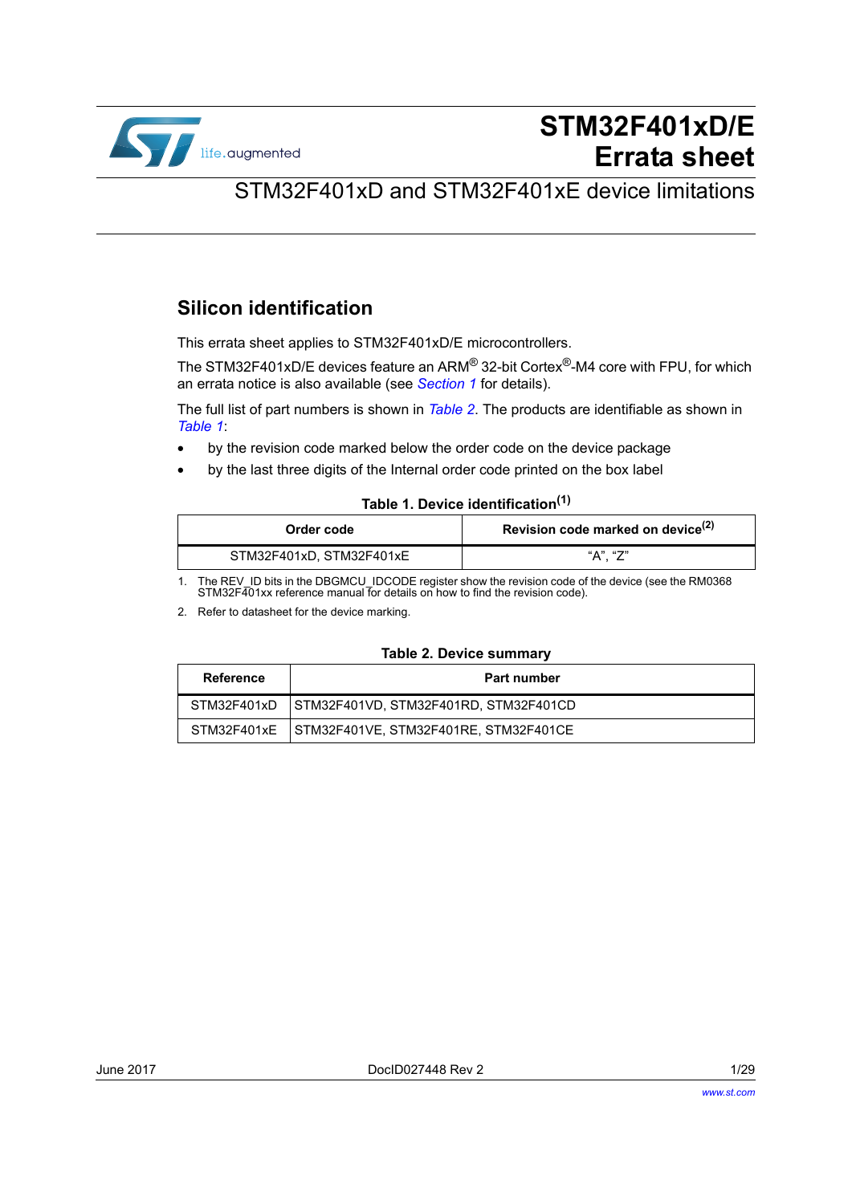# STM32F401xD/E Errata sheet

## STM32F401xD and STM32F401xE device limitations

## Silicon identification

This errata sheet applies to STM32F401xD/E microcontrollers.

The STM32F401xD/E devices feature an ARM® 32-bit Cortex®-M4 core with FPU, for which an errata notice is also available (see *Section 1* for details).

The full list of part numbers is shown in *Table 2*. The products are identifiable as shown in *Table 1*:

- by the revision code marked below the order code on the device package
- by the last three digits of the Internal order code printed on the box label

**Table 1. Device identification(1)**

| Order code | Revision code marked on device(2) |
|---|---|
| STM32F401xD, STM32F401xE | “A”, “Z” |

1. The REV_ID bits in the DBGMCU_IDCODE register show the revision code of the device (see the RM0368 STM32F401xx reference manual for details on how to find the revision code).
2. Refer to datasheet for the device marking.

**Table 2. Device summary**

| Reference | Part number |
|---|---|
| STM32F401xD | STM32F401VD, STM32F401RD, STM32F401CD |
| STM32F401xE | STM32F401VE, STM32F401RE, STM32F401CE |

June 2017 DocID027448 Rev 2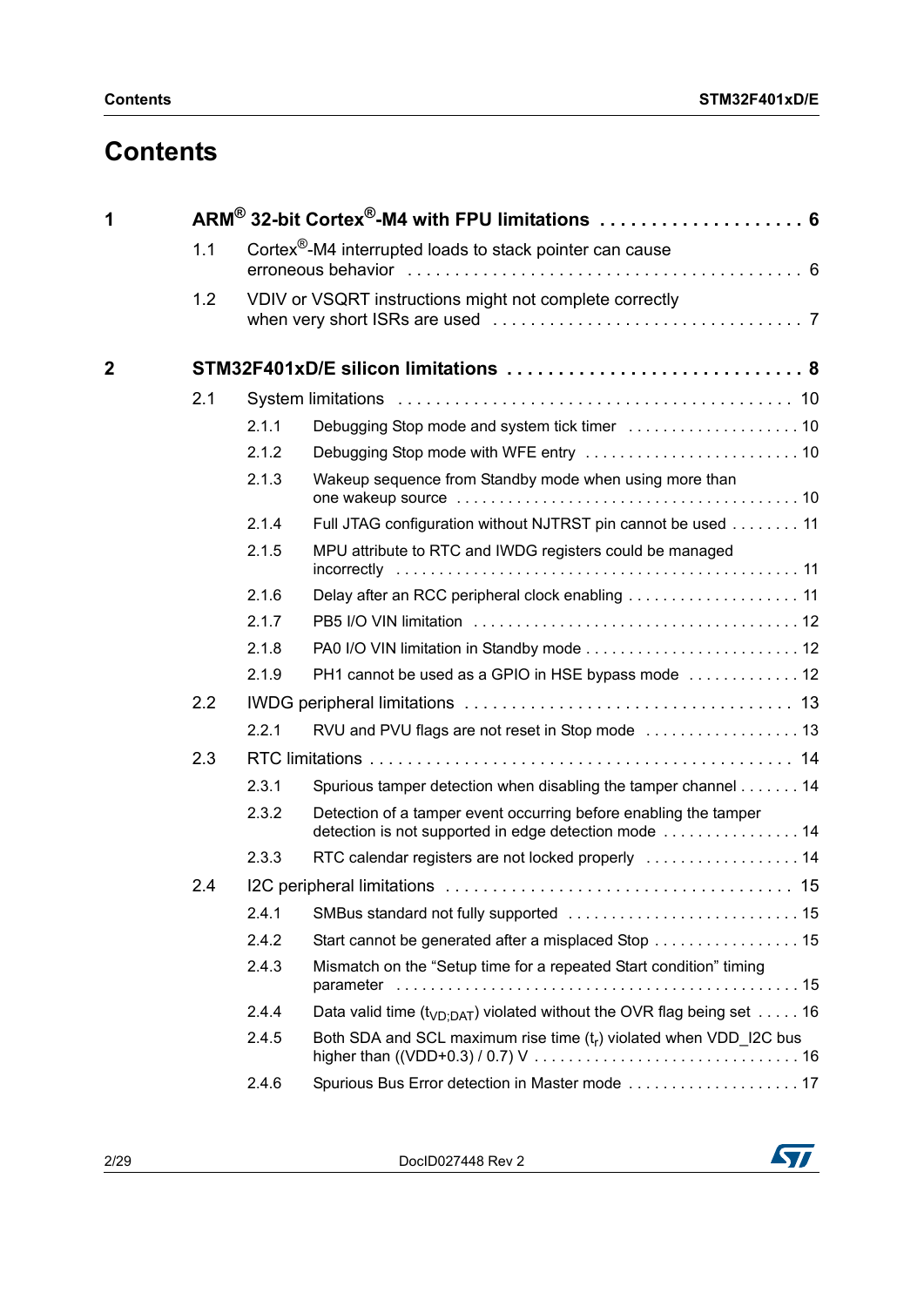# Contents

| | | | |
|---|---|---|---|
| **1** | **ARM® 32-bit Cortex®-M4 with FPU limitations** | | **6** |
| | 1.1 | Cortex®-M4 interrupted loads to stack pointer can cause erroneous behavior | 6 |
| | 1.2 | VDIV or VSQRT instructions might not complete correctly when very short ISRs are used | 7 |
| **2** | **STM32F401xD/E silicon limitations** | | **8** |
| | 2.1 | System limitations | 10 |
| | 2.1.1 | Debugging Stop mode and system tick timer | 10 |
| | 2.1.2 | Debugging Stop mode with WFE entry | 10 |
| | 2.1.3 | Wakeup sequence from Standby mode when using more than one wakeup source | 10 |
| | 2.1.4 | Full JTAG configuration without NJTRST pin cannot be used | 11 |
| | 2.1.5 | MPU attribute to RTC and IWDG registers could be managed incorrectly | 11 |
| | 2.1.6 | Delay after an RCC peripheral clock enabling | 11 |
| | 2.1.7 | PB5 I/O VIN limitation | 12 |
| | 2.1.8 | PA0 I/O VIN limitation in Standby mode | 12 |
| | 2.1.9 | PH1 cannot be used as a GPIO in HSE bypass mode | 12 |
| | 2.2 | IWDG peripheral limitations | 13 |
| | 2.2.1 | RVU and PVU flags are not reset in Stop mode | 13 |
| | 2.3 | RTC limitations | 14 |
| | 2.3.1 | Spurious tamper detection when disabling the tamper channel | 14 |
| | 2.3.2 | Detection of a tamper event occurring before enabling the tamper detection is not supported in edge detection mode | 14 |
| | 2.3.3 | RTC calendar registers are not locked properly | 14 |
| | 2.4 | I2C peripheral limitations | 15 |
| | 2.4.1 | SMBus standard not fully supported | 15 |
| | 2.4.2 | Start cannot be generated after a misplaced Stop | 15 |
| | 2.4.3 | Mismatch on the “Setup time for a repeated Start condition” timing parameter | 15 |
| | 2.4.4 | Data valid time ($t_{VD;DAT}$) violated without the OVR flag being set | 16 |
| | 2.4.5 | Both SDA and SCL maximum rise time ($t_r$) violated when VDD_I2C bus higher than ((VDD+0.3) / 0.7) V | 16 |
| | 2.4.6 | Spurious Bus Error detection in Master mode | 17 |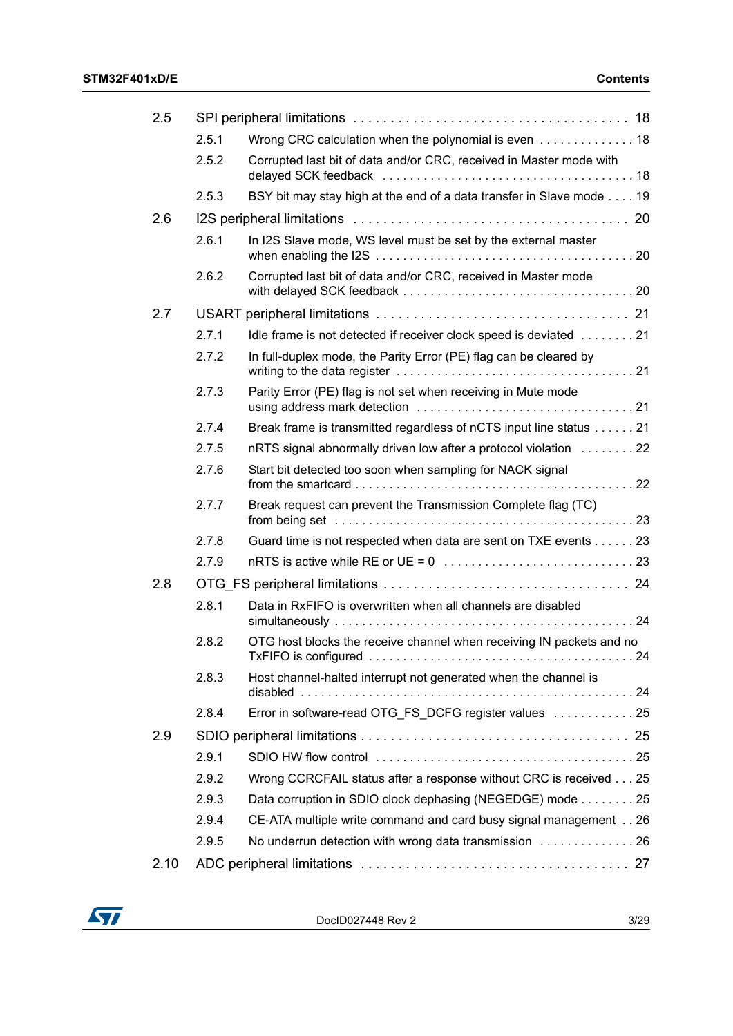| | | |
|---|---|---|
| 2.5 | SPI peripheral limitations | 18 |
| | 2.5.1 Wrong CRC calculation when the polynomial is even | 18 |
| | 2.5.2 Corrupted last bit of data and/or CRC, received in Master mode with delayed SCK feedback | 18 |
| | 2.5.3 BSY bit may stay high at the end of a data transfer in Slave mode | 19 |
| 2.6 | I2S peripheral limitations | 20 |
| | 2.6.1 In I2S Slave mode, WS level must be set by the external master when enabling the I2S | 20 |
| | 2.6.2 Corrupted last bit of data and/or CRC, received in Master mode with delayed SCK feedback | 20 |
| 2.7 | USART peripheral limitations | 21 |
| | 2.7.1 Idle frame is not detected if receiver clock speed is deviated | 21 |
| | 2.7.2 In full-duplex mode, the Parity Error (PE) flag can be cleared by writing to the data register | 21 |
| | 2.7.3 Parity Error (PE) flag is not set when receiving in Mute mode using address mark detection | 21 |
| | 2.7.4 Break frame is transmitted regardless of nCTS input line status | 21 |
| | 2.7.5 nRTS signal abnormally driven low after a protocol violation | 22 |
| | 2.7.6 Start bit detected too soon when sampling for NACK signal from the smartcard | 22 |
| | 2.7.7 Break request can prevent the Transmission Complete flag (TC) from being set | 23 |
| | 2.7.8 Guard time is not respected when data are sent on TXE events | 23 |
| | 2.7.9 nRTS is active while RE or UE = 0 | 23 |
| 2.8 | OTG_FS peripheral limitations | 24 |
| | 2.8.1 Data in RxFIFO is overwritten when all channels are disabled simultaneously | 24 |
| | 2.8.2 OTG host blocks the receive channel when receiving IN packets and no TxFIFO is configured | 24 |
| | 2.8.3 Host channel-halted interrupt not generated when the channel is disabled | 24 |
| | 2.8.4 Error in software-read OTG_FS_DCFG register values | 25 |
| 2.9 | SDIO peripheral limitations | 25 |
| | 2.9.1 SDIO HW flow control | 25 |
| | 2.9.2 Wrong CCRCFAIL status after a response without CRC is received | 25 |
| | 2.9.3 Data corruption in SDIO clock dephasing (NEGEDGE) mode | 25 |
| | 2.9.4 CE-ATA multiple write command and card busy signal management | 26 |
| | 2.9.5 No underrun detection with wrong data transmission | 26 |
| 2.10 | ADC peripheral limitations | 27 |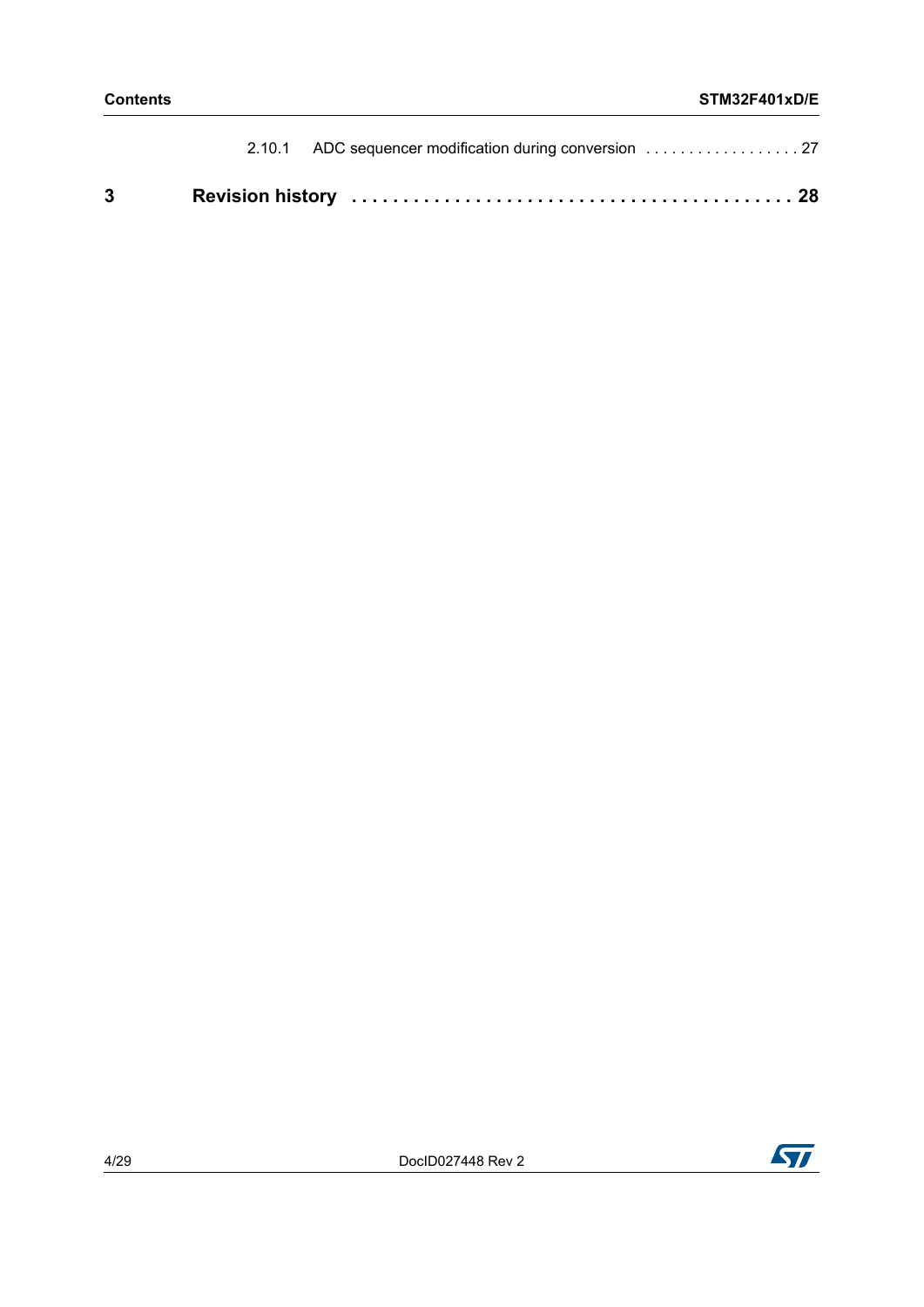2.10.1 ADC sequencer modification during conversion . . . . . . . . . . . . . . . . . . 27

**3 Revision history . . . . . . . . . . . . . . . . . . . . . . . . . . . . . . . . . . . . . . . . . . 28**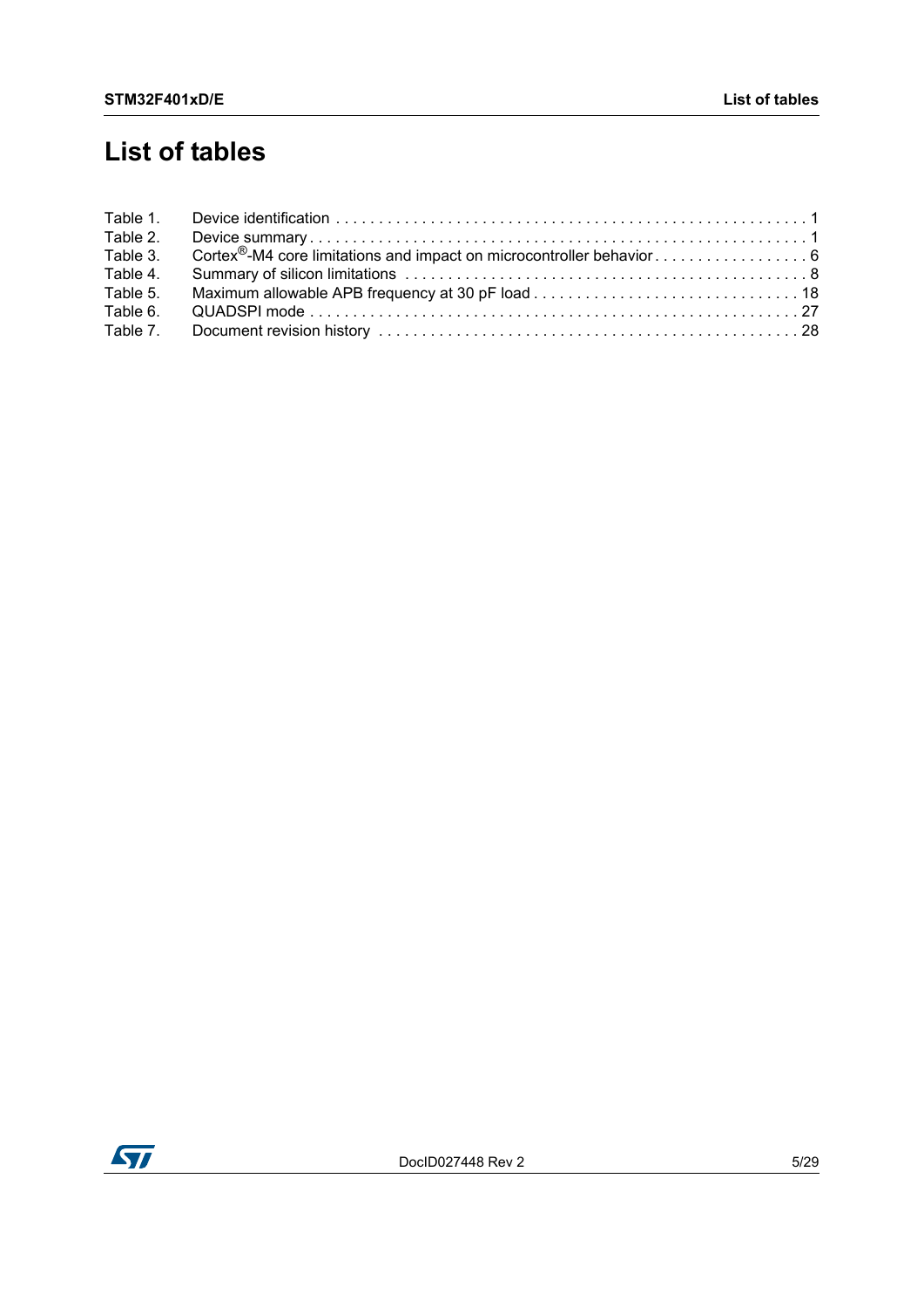# List of tables

Table 1. Device identification . . . . . . . . . . . . . . . . . . . . . . . . . . . . . . . . . . . . . . . . . . . . . . . . . . . . . 1
Table 2. Device summary . . . . . . . . . . . . . . . . . . . . . . . . . . . . . . . . . . . . . . . . . . . . . . . . . . . . . . . . . 1
Table 3. Cortex®-M4 core limitations and impact on microcontroller behavior . . . . . . . . . . . . . . . . . . 6
Table 4. Summary of silicon limitations . . . . . . . . . . . . . . . . . . . . . . . . . . . . . . . . . . . . . . . . . . . . . . . 8
Table 5. Maximum allowable APB frequency at 30 pF load . . . . . . . . . . . . . . . . . . . . . . . . . . . . . . . 18
Table 6. QUADSPI mode . . . . . . . . . . . . . . . . . . . . . . . . . . . . . . . . . . . . . . . . . . . . . . . . . . . . . . . . 27
Table 7. Document revision history . . . . . . . . . . . . . . . . . . . . . . . . . . . . . . . . . . . . . . . . . . . . . . . . 28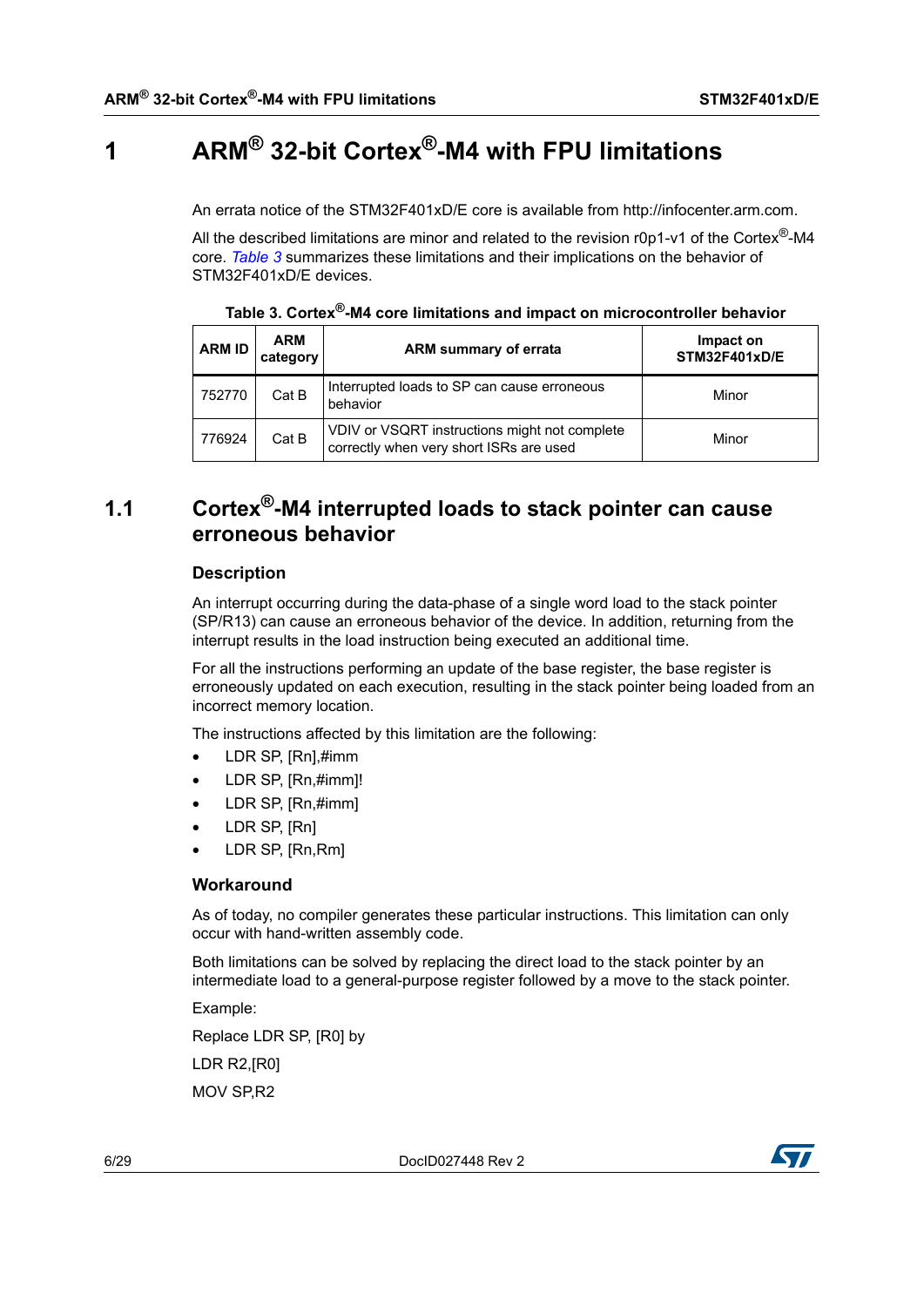# 1 ARM® 32-bit Cortex®-M4 with FPU limitations

An errata notice of the STM32F401xD/E core is available from http://infocenter.arm.com.

All the described limitations are minor and related to the revision r0p1-v1 of the Cortex®-M4 core. *Table 3* summarizes these limitations and their implications on the behavior of STM32F401xD/E devices.

**Table 3. Cortex®-M4 core limitations and impact on microcontroller behavior**

| ARM ID | ARM category | ARM summary of errata | Impact on STM32F401xD/E |
|---|---|---|---|
| 752770 | Cat B | Interrupted loads to SP can cause erroneous behavior | Minor |
| 776924 | Cat B | VDIV or VSQRT instructions might not complete correctly when very short ISRs are used | Minor |

## 1.1 Cortex®-M4 interrupted loads to stack pointer can cause erroneous behavior

### Description

An interrupt occurring during the data-phase of a single word load to the stack pointer (SP/R13) can cause an erroneous behavior of the device. In addition, returning from the interrupt results in the load instruction being executed an additional time.

For all the instructions performing an update of the base register, the base register is erroneously updated on each execution, resulting in the stack pointer being loaded from an incorrect memory location.

The instructions affected by this limitation are the following:

- LDR SP, [Rn],#imm
- LDR SP, [Rn,#imm]!
- LDR SP, [Rn,#imm]
- LDR SP, [Rn]
- LDR SP, [Rn,Rm]

### Workaround

As of today, no compiler generates these particular instructions. This limitation can only occur with hand-written assembly code.

Both limitations can be solved by replacing the direct load to the stack pointer by an intermediate load to a general-purpose register followed by a move to the stack pointer.

Example:

Replace LDR SP, [R0] by

LDR R2,[R0]

MOV SP,R2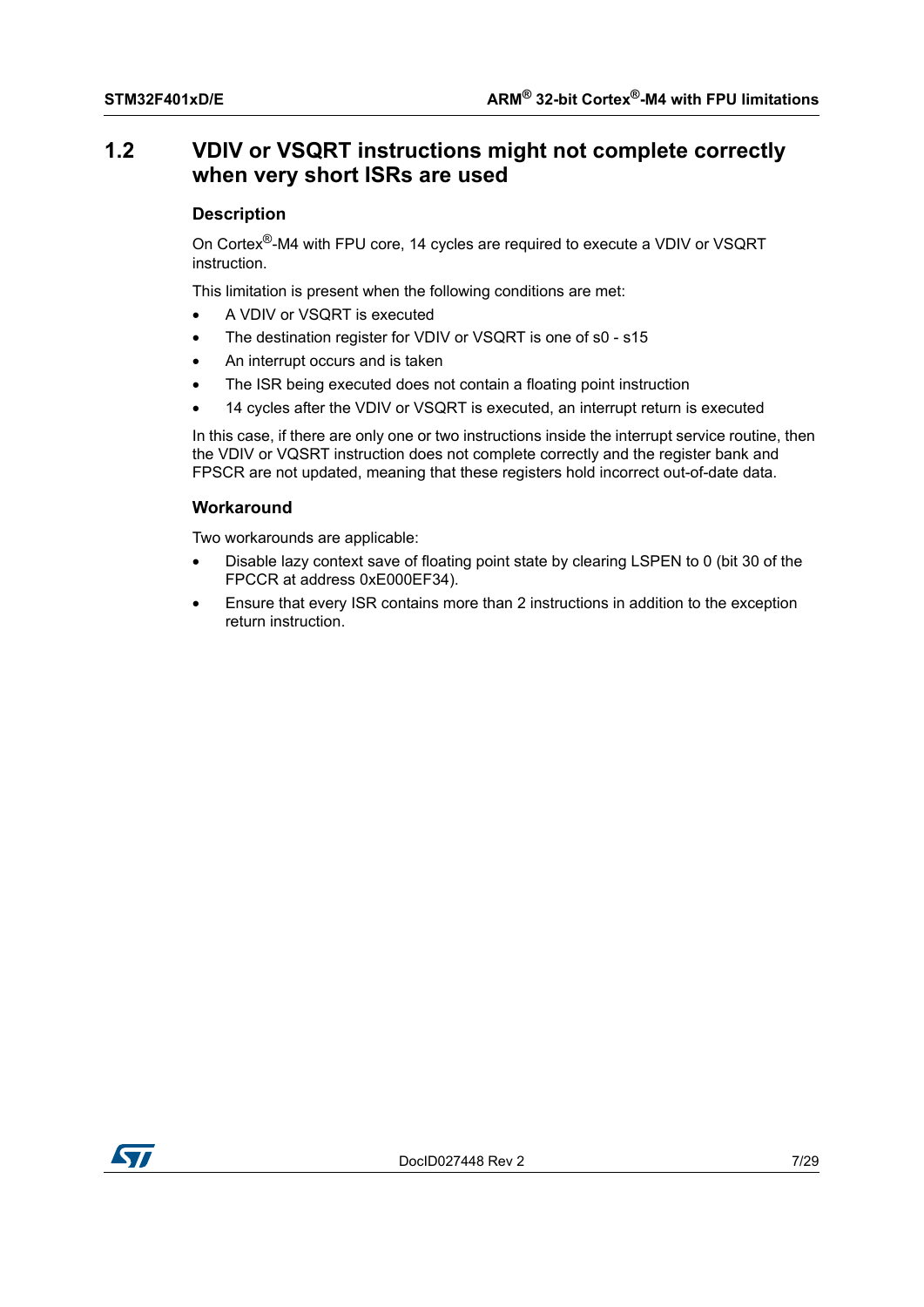## 1.2 VDIV or VSQRT instructions might not complete correctly when very short ISRs are used

### Description

On Cortex®-M4 with FPU core, 14 cycles are required to execute a VDIV or VSQRT instruction.

This limitation is present when the following conditions are met:

- A VDIV or VSQRT is executed
- The destination register for VDIV or VSQRT is one of s0 - s15
- An interrupt occurs and is taken
- The ISR being executed does not contain a floating point instruction
- 14 cycles after the VDIV or VSQRT is executed, an interrupt return is executed

In this case, if there are only one or two instructions inside the interrupt service routine, then the VDIV or VQSRT instruction does not complete correctly and the register bank and FPSCR are not updated, meaning that these registers hold incorrect out-of-date data.

### Workaround

Two workarounds are applicable:

- Disable lazy context save of floating point state by clearing LSPEN to 0 (bit 30 of the FPCCR at address 0xE000EF34).
- Ensure that every ISR contains more than 2 instructions in addition to the exception return instruction.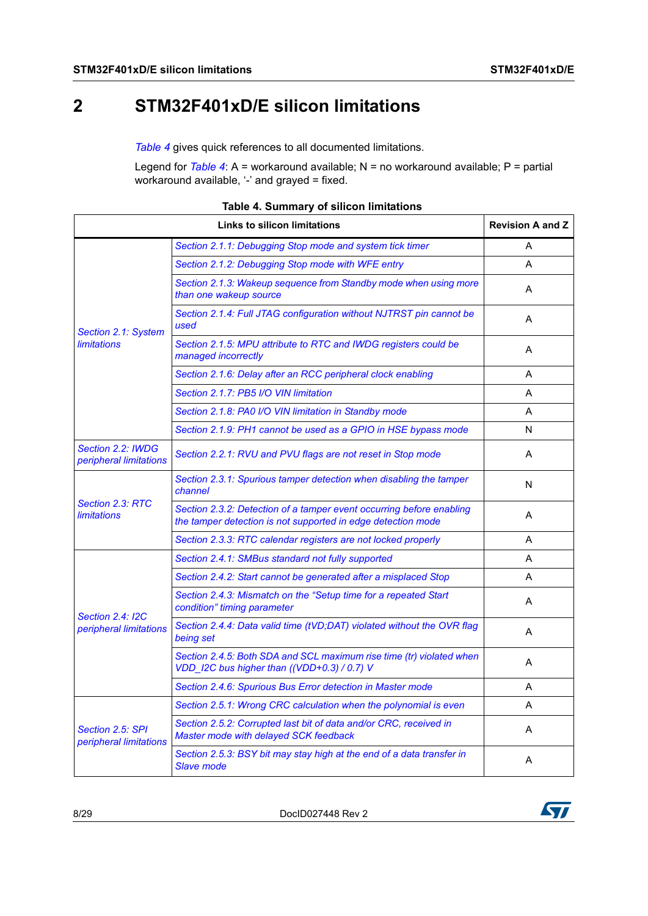# 2 STM32F401xD/E silicon limitations

*Table 4* gives quick references to all documented limitations.

Legend for *Table 4*: A = workaround available; N = no workaround available; P = partial workaround available, '-' and grayed = fixed.

**Table 4. Summary of silicon limitations**

| Links to silicon limitations | | Revision A and Z |
|---|---|---|
| *Section 2.1: System limitations* | *Section 2.1.1: Debugging Stop mode and system tick timer* | A |
| | *Section 2.1.2: Debugging Stop mode with WFE entry* | A |
| | *Section 2.1.3: Wakeup sequence from Standby mode when using more than one wakeup source* | A |
| | *Section 2.1.4: Full JTAG configuration without NJTRST pin cannot be used* | A |
| | *Section 2.1.5: MPU attribute to RTC and IWDG registers could be managed incorrectly* | A |
| | *Section 2.1.6: Delay after an RCC peripheral clock enabling* | A |
| | *Section 2.1.7: PB5 I/O VIN limitation* | A |
| | *Section 2.1.8: PA0 I/O VIN limitation in Standby mode* | A |
| | *Section 2.1.9: PH1 cannot be used as a GPIO in HSE bypass mode* | N |
| *Section 2.2: IWDG peripheral limitations* | *Section 2.2.1: RVU and PVU flags are not reset in Stop mode* | A |
| *Section 2.3: RTC limitations* | *Section 2.3.1: Spurious tamper detection when disabling the tamper channel* | N |
| | *Section 2.3.2: Detection of a tamper event occurring before enabling the tamper detection is not supported in edge detection mode* | A |
| | *Section 2.3.3: RTC calendar registers are not locked properly* | A |
| *Section 2.4: I2C peripheral limitations* | *Section 2.4.1: SMBus standard not fully supported* | A |
| | *Section 2.4.2: Start cannot be generated after a misplaced Stop* | A |
| | *Section 2.4.3: Mismatch on the "Setup time for a repeated Start condition" timing parameter* | A |
| | *Section 2.4.4: Data valid time (tVD;DAT) violated without the OVR flag being set* | A |
| | *Section 2.4.5: Both SDA and SCL maximum rise time (tr) violated when VDD_I2C bus higher than ((VDD+0.3) / 0.7) V* | A |
| | *Section 2.4.6: Spurious Bus Error detection in Master mode* | A |
| *Section 2.5: SPI peripheral limitations* | *Section 2.5.1: Wrong CRC calculation when the polynomial is even* | A |
| | *Section 2.5.2: Corrupted last bit of data and/or CRC, received in Master mode with delayed SCK feedback* | A |
| | *Section 2.5.3: BSY bit may stay high at the end of a data transfer in Slave mode* | A |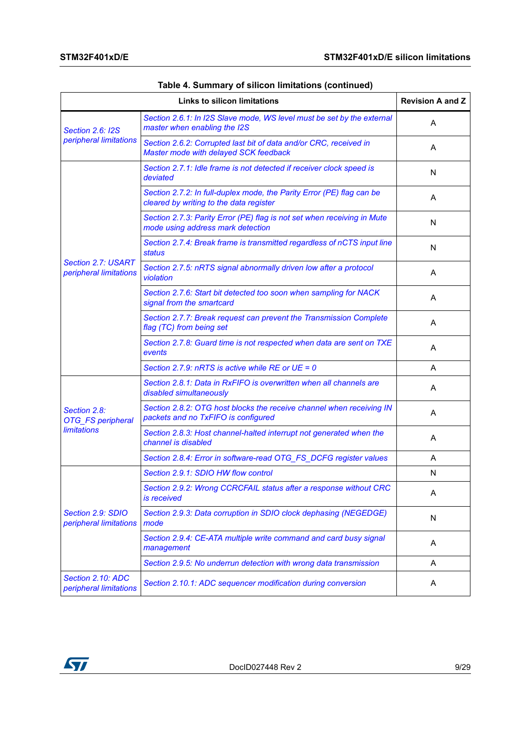Table 4. Summary of silicon limitations (continued)

| Links to silicon limitations | | Revision A and Z |
|---|---|---|
| *Section 2.6: I2S peripheral limitations* | *Section 2.6.1: In I2S Slave mode, WS level must be set by the external master when enabling the I2S* | A |
| | *Section 2.6.2: Corrupted last bit of data and/or CRC, received in Master mode with delayed SCK feedback* | A |
| *Section 2.7: USART peripheral limitations* | *Section 2.7.1: Idle frame is not detected if receiver clock speed is deviated* | N |
| | *Section 2.7.2: In full-duplex mode, the Parity Error (PE) flag can be cleared by writing to the data register* | A |
| | *Section 2.7.3: Parity Error (PE) flag is not set when receiving in Mute mode using address mark detection* | N |
| | *Section 2.7.4: Break frame is transmitted regardless of nCTS input line status* | N |
| | *Section 2.7.5: nRTS signal abnormally driven low after a protocol violation* | A |
| | *Section 2.7.6: Start bit detected too soon when sampling for NACK signal from the smartcard* | A |
| | *Section 2.7.7: Break request can prevent the Transmission Complete flag (TC) from being set* | A |
| | *Section 2.7.8: Guard time is not respected when data are sent on TXE events* | A |
| | *Section 2.7.9: nRTS is active while RE or UE = 0* | A |
| *Section 2.8: OTG_FS peripheral limitations* | *Section 2.8.1: Data in RxFIFO is overwritten when all channels are disabled simultaneously* | A |
| | *Section 2.8.2: OTG host blocks the receive channel when receiving IN packets and no TxFIFO is configured* | A |
| | *Section 2.8.3: Host channel-halted interrupt not generated when the channel is disabled* | A |
| | *Section 2.8.4: Error in software-read OTG_FS_DCFG register values* | A |
| *Section 2.9: SDIO peripheral limitations* | *Section 2.9.1: SDIO HW flow control* | N |
| | *Section 2.9.2: Wrong CCRCFAIL status after a response without CRC is received* | A |
| | *Section 2.9.3: Data corruption in SDIO clock dephasing (NEGEDGE) mode* | N |
| | *Section 2.9.4: CE-ATA multiple write command and card busy signal management* | A |
| | *Section 2.9.5: No underrun detection with wrong data transmission* | A |
| *Section 2.10: ADC peripheral limitations* | *Section 2.10.1: ADC sequencer modification during conversion* | A |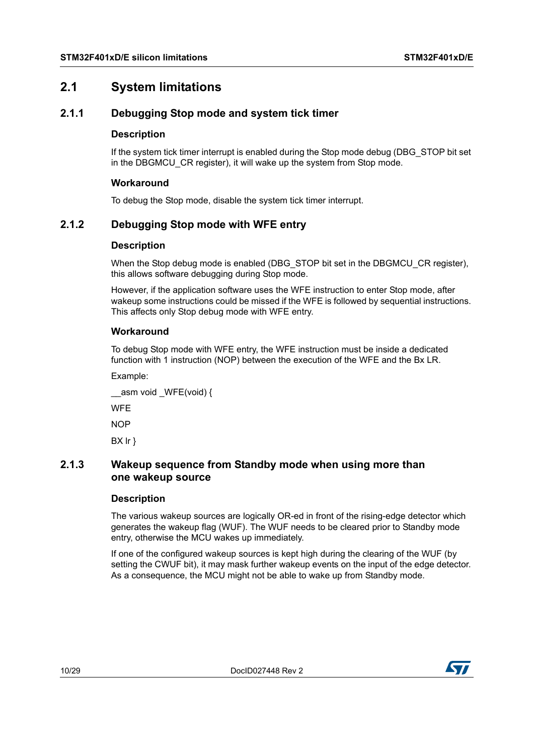## 2.1 System limitations

### 2.1.1 Debugging Stop mode and system tick timer

#### Description

If the system tick timer interrupt is enabled during the Stop mode debug (DBG_STOP bit set in the DBGMCU_CR register), it will wake up the system from Stop mode.

#### Workaround

To debug the Stop mode, disable the system tick timer interrupt.

### 2.1.2 Debugging Stop mode with WFE entry

#### Description

When the Stop debug mode is enabled (DBG_STOP bit set in the DBGMCU_CR register), this allows software debugging during Stop mode.

However, if the application software uses the WFE instruction to enter Stop mode, after wakeup some instructions could be missed if the WFE is followed by sequential instructions. This affects only Stop debug mode with WFE entry.

#### Workaround

To debug Stop mode with WFE entry, the WFE instruction must be inside a dedicated function with 1 instruction (NOP) between the execution of the WFE and the Bx LR.

Example:

```
__asm void _WFE(void) {
WFE
NOP
BX lr }
```

### 2.1.3 Wakeup sequence from Standby mode when using more than one wakeup source

#### Description

The various wakeup sources are logically OR-ed in front of the rising-edge detector which generates the wakeup flag (WUF). The WUF needs to be cleared prior to Standby mode entry, otherwise the MCU wakes up immediately.

If one of the configured wakeup sources is kept high during the clearing of the WUF (by setting the CWUF bit), it may mask further wakeup events on the input of the edge detector. As a consequence, the MCU might not be able to wake up from Standby mode.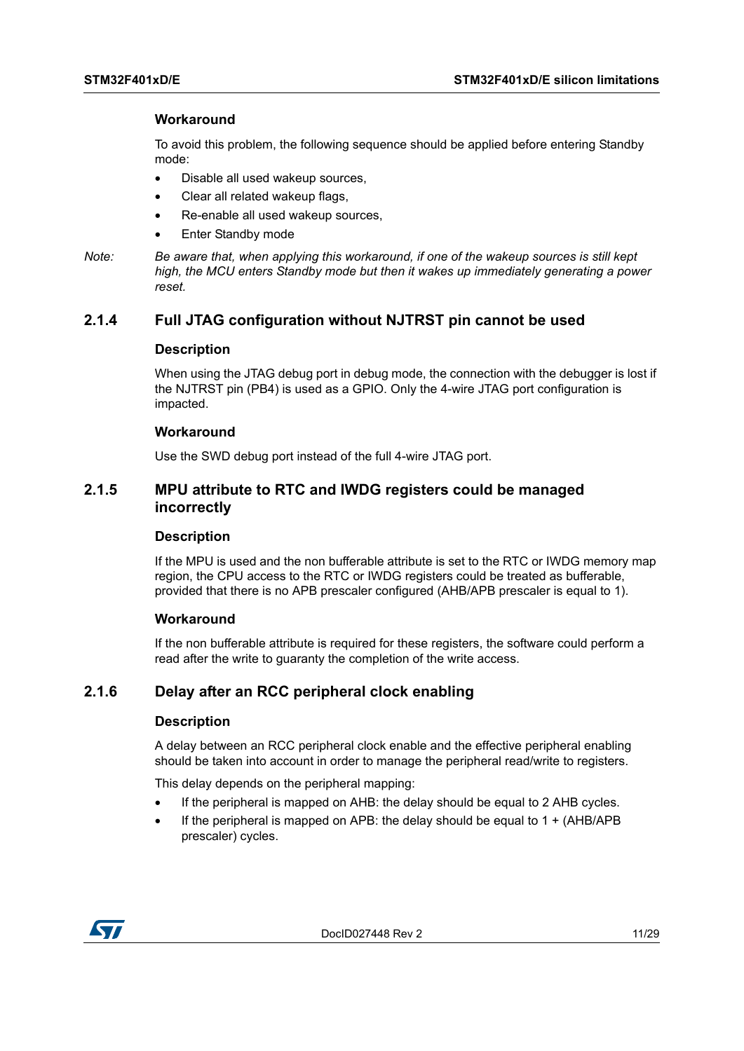#### Workaround

To avoid this problem, the following sequence should be applied before entering Standby mode:

- Disable all used wakeup sources,
- Clear all related wakeup flags,
- Re-enable all used wakeup sources,
- Enter Standby mode

*Note: Be aware that, when applying this workaround, if one of the wakeup sources is still kept high, the MCU enters Standby mode but then it wakes up immediately generating a power reset.*

### 2.1.4 Full JTAG configuration without NJTRST pin cannot be used

#### Description

When using the JTAG debug port in debug mode, the connection with the debugger is lost if the NJTRST pin (PB4) is used as a GPIO. Only the 4-wire JTAG port configuration is impacted.

#### Workaround

Use the SWD debug port instead of the full 4-wire JTAG port.

### 2.1.5 MPU attribute to RTC and IWDG registers could be managed incorrectly

#### Description

If the MPU is used and the non bufferable attribute is set to the RTC or IWDG memory map region, the CPU access to the RTC or IWDG registers could be treated as bufferable, provided that there is no APB prescaler configured (AHB/APB prescaler is equal to 1).

#### Workaround

If the non bufferable attribute is required for these registers, the software could perform a read after the write to guaranty the completion of the write access.

### 2.1.6 Delay after an RCC peripheral clock enabling

#### Description

A delay between an RCC peripheral clock enable and the effective peripheral enabling should be taken into account in order to manage the peripheral read/write to registers.

This delay depends on the peripheral mapping:

- If the peripheral is mapped on AHB: the delay should be equal to 2 AHB cycles.
- If the peripheral is mapped on APB: the delay should be equal to 1 + (AHB/APB prescaler) cycles.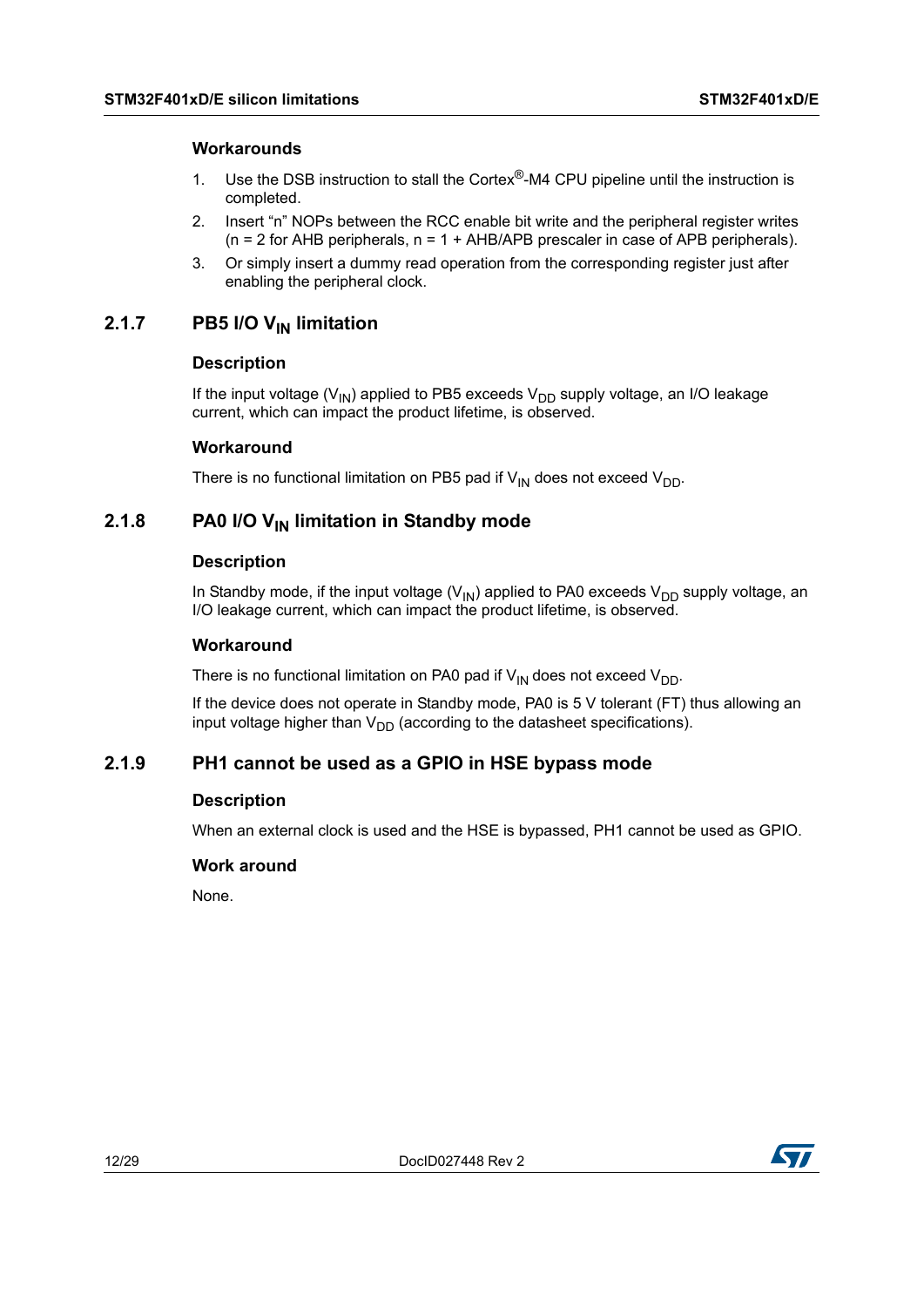#### Workarounds

1. Use the DSB instruction to stall the Cortex®-M4 CPU pipeline until the instruction is completed.
2. Insert “n” NOPs between the RCC enable bit write and the peripheral register writes (n = 2 for AHB peripherals, n = 1 + AHB/APB prescaler in case of APB peripherals).
3. Or simply insert a dummy read operation from the corresponding register just after enabling the peripheral clock.

### 2.1.7 PB5 I/O $V_{IN}$ limitation

#### Description

If the input voltage ($V_{IN}$) applied to PB5 exceeds $V_{DD}$ supply voltage, an I/O leakage current, which can impact the product lifetime, is observed.

#### Workaround

There is no functional limitation on PB5 pad if $V_{IN}$ does not exceed $V_{DD}$.

### 2.1.8 PA0 I/O $V_{IN}$ limitation in Standby mode

#### Description

In Standby mode, if the input voltage ($V_{IN}$) applied to PA0 exceeds $V_{DD}$ supply voltage, an I/O leakage current, which can impact the product lifetime, is observed.

#### Workaround

There is no functional limitation on PA0 pad if $V_{IN}$ does not exceed $V_{DD}$.

If the device does not operate in Standby mode, PA0 is 5 V tolerant (FT) thus allowing an input voltage higher than $V_{DD}$ (according to the datasheet specifications).

### 2.1.9 PH1 cannot be used as a GPIO in HSE bypass mode

#### Description

When an external clock is used and the HSE is bypassed, PH1 cannot be used as GPIO.

#### Work around

None.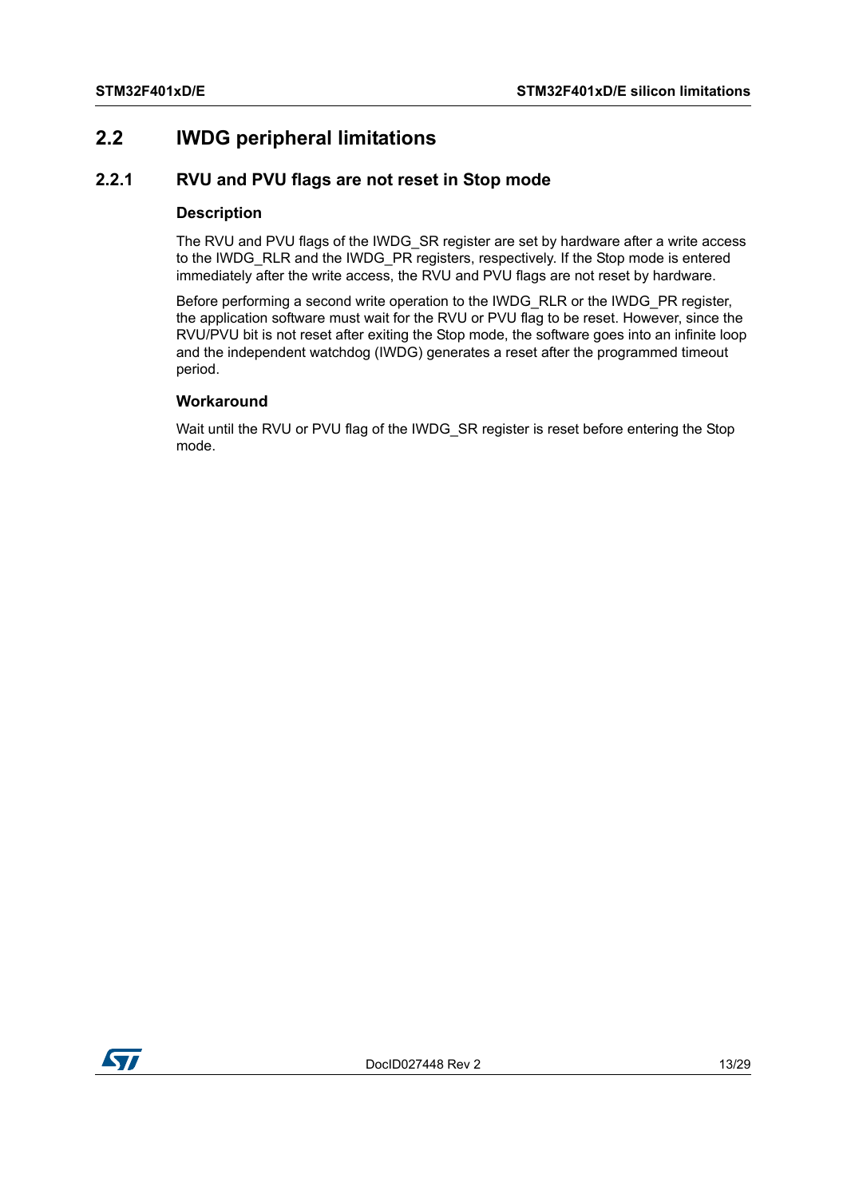## 2.2 IWDG peripheral limitations

### 2.2.1 RVU and PVU flags are not reset in Stop mode

#### Description

The RVU and PVU flags of the IWDG_SR register are set by hardware after a write access to the IWDG_RLR and the IWDG_PR registers, respectively. If the Stop mode is entered immediately after the write access, the RVU and PVU flags are not reset by hardware.

Before performing a second write operation to the IWDG_RLR or the IWDG_PR register, the application software must wait for the RVU or PVU flag to be reset. However, since the RVU/PVU bit is not reset after exiting the Stop mode, the software goes into an infinite loop and the independent watchdog (IWDG) generates a reset after the programmed timeout period.

#### Workaround

Wait until the RVU or PVU flag of the IWDG_SR register is reset before entering the Stop mode.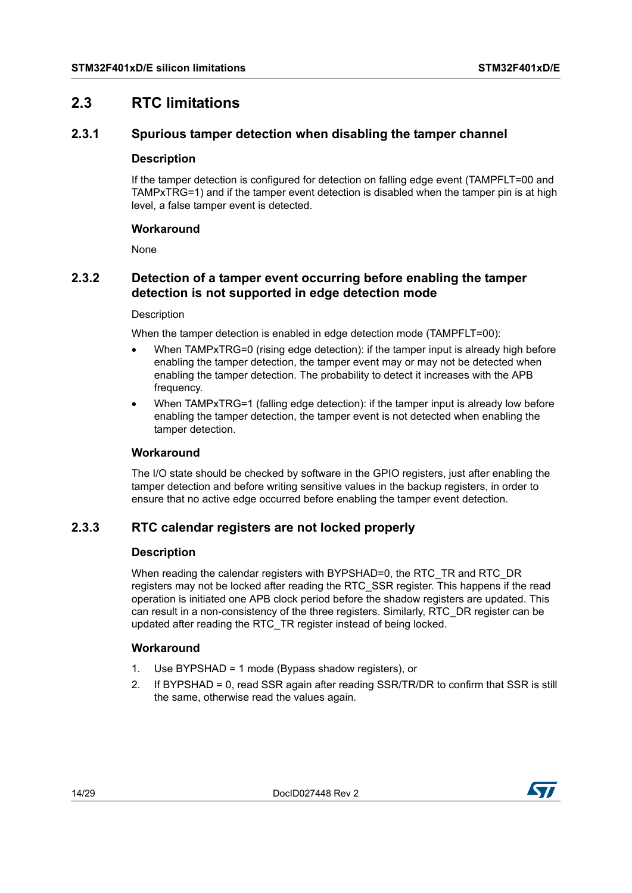## 2.3 RTC limitations

### 2.3.1 Spurious tamper detection when disabling the tamper channel

#### Description

If the tamper detection is configured for detection on falling edge event (TAMPFLT=00 and TAMPxTRG=1) and if the tamper event detection is disabled when the tamper pin is at high level, a false tamper event is detected.

#### Workaround

None

### 2.3.2 Detection of a tamper event occurring before enabling the tamper detection is not supported in edge detection mode

Description

When the tamper detection is enabled in edge detection mode (TAMPFLT=00):

- When TAMPxTRG=0 (rising edge detection): if the tamper input is already high before enabling the tamper detection, the tamper event may or may not be detected when enabling the tamper detection. The probability to detect it increases with the APB frequency.
- When TAMPxTRG=1 (falling edge detection): if the tamper input is already low before enabling the tamper detection, the tamper event is not detected when enabling the tamper detection.

#### Workaround

The I/O state should be checked by software in the GPIO registers, just after enabling the tamper detection and before writing sensitive values in the backup registers, in order to ensure that no active edge occurred before enabling the tamper event detection.

### 2.3.3 RTC calendar registers are not locked properly

#### Description

When reading the calendar registers with BYPSHAD=0, the RTC_TR and RTC_DR registers may not be locked after reading the RTC_SSR register. This happens if the read operation is initiated one APB clock period before the shadow registers are updated. This can result in a non-consistency of the three registers. Similarly, RTC_DR register can be updated after reading the RTC_TR register instead of being locked.

#### Workaround

1. Use BYPSHAD = 1 mode (Bypass shadow registers), or
2. If BYPSHAD = 0, read SSR again after reading SSR/TR/DR to confirm that SSR is still the same, otherwise read the values again.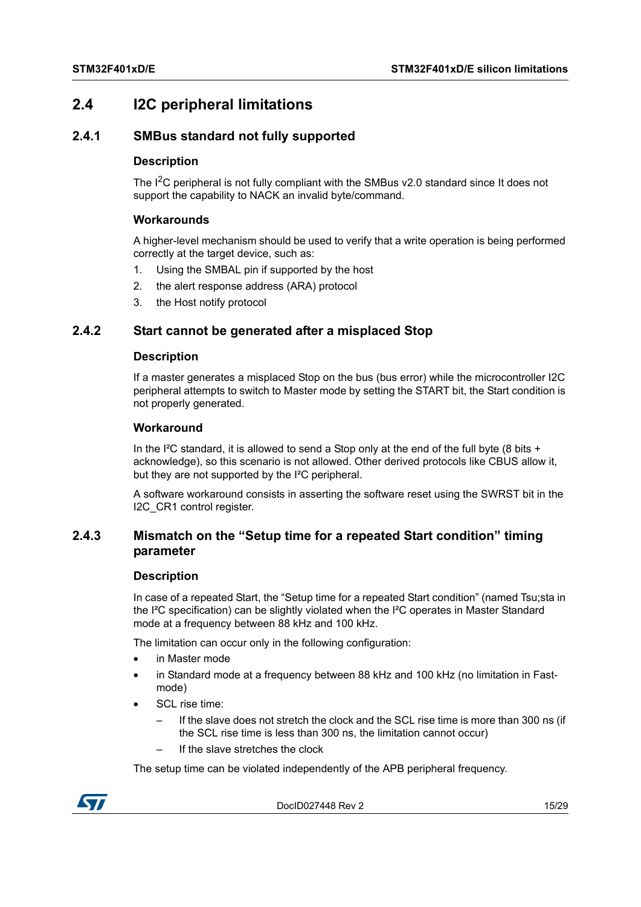## 2.4 I2C peripheral limitations

### 2.4.1 SMBus standard not fully supported

#### Description

The $I^2C$ peripheral is not fully compliant with the SMBus v2.0 standard since It does not support the capability to NACK an invalid byte/command.

#### Workarounds

A higher-level mechanism should be used to verify that a write operation is being performed correctly at the target device, such as:

1. Using the SMBAL pin if supported by the host
2. the alert response address (ARA) protocol
3. the Host notify protocol

### 2.4.2 Start cannot be generated after a misplaced Stop

#### Description

If a master generates a misplaced Stop on the bus (bus error) while the microcontroller I2C peripheral attempts to switch to Master mode by setting the START bit, the Start condition is not properly generated.

#### Workaround

In the I²C standard, it is allowed to send a Stop only at the end of the full byte (8 bits + acknowledge), so this scenario is not allowed. Other derived protocols like CBUS allow it, but they are not supported by the I²C peripheral.

A software workaround consists in asserting the software reset using the SWRST bit in the I2C_CR1 control register.

### 2.4.3 Mismatch on the “Setup time for a repeated Start condition” timing parameter

#### Description

In case of a repeated Start, the “Setup time for a repeated Start condition” (named Tsu;sta in the I²C specification) can be slightly violated when the I²C operates in Master Standard mode at a frequency between 88 kHz and 100 kHz.

The limitation can occur only in the following configuration:

- in Master mode
- in Standard mode at a frequency between 88 kHz and 100 kHz (no limitation in Fast-mode)
- SCL rise time:
  - If the slave does not stretch the clock and the SCL rise time is more than 300 ns (if the SCL rise time is less than 300 ns, the limitation cannot occur)
  - If the slave stretches the clock

The setup time can be violated independently of the APB peripheral frequency.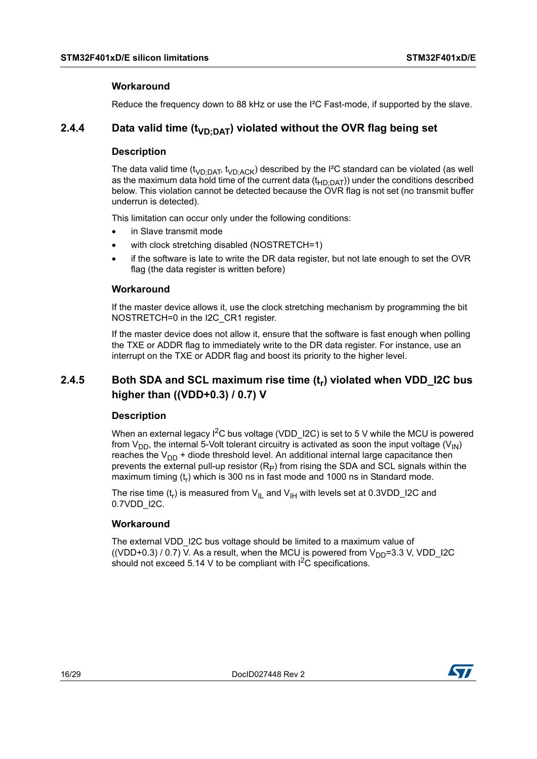#### Workaround

Reduce the frequency down to 88 kHz or use the I²C Fast-mode, if supported by the slave.

### 2.4.4 Data valid time ($t_{VD;DAT}$) violated without the OVR flag being set

#### Description

The data valid time ($t_{VD;DAT}$, $t_{VD;ACK}$) described by the I²C standard can be violated (as well as the maximum data hold time of the current data ($t_{HD;DAT}$)) under the conditions described below. This violation cannot be detected because the OVR flag is not set (no transmit buffer underrun is detected).

This limitation can occur only under the following conditions:

- in Slave transmit mode
- with clock stretching disabled (NOSTRETCH=1)
- if the software is late to write the DR data register, but not late enough to set the OVR flag (the data register is written before)

#### Workaround

If the master device allows it, use the clock stretching mechanism by programming the bit NOSTRETCH=0 in the I2C_CR1 register.

If the master device does not allow it, ensure that the software is fast enough when polling the TXE or ADDR flag to immediately write to the DR data register. For instance, use an interrupt on the TXE or ADDR flag and boost its priority to the higher level.

### 2.4.5 Both SDA and SCL maximum rise time ($t_r$) violated when VDD_I2C bus higher than ((VDD+0.3) / 0.7) V

#### Description

When an external legacy I²C bus voltage (VDD_I2C) is set to 5 V while the MCU is powered from $V_{DD}$, the internal 5-Volt tolerant circuitry is activated as soon the input voltage ($V_{IN}$) reaches the $V_{DD}$ + diode threshold level. An additional internal large capacitance then prevents the external pull-up resistor ($R_P$) from rising the SDA and SCL signals within the maximum timing ($t_r$) which is 300 ns in fast mode and 1000 ns in Standard mode.

The rise time ($t_r$) is measured from $V_{IL}$ and $V_{IH}$ with levels set at 0.3VDD_I2C and 0.7VDD_I2C.

#### Workaround

The external VDD_I2C bus voltage should be limited to a maximum value of ((VDD+0.3) / 0.7) V. As a result, when the MCU is powered from $V_{DD}$=3.3 V, VDD_I2C should not exceed 5.14 V to be compliant with I²C specifications.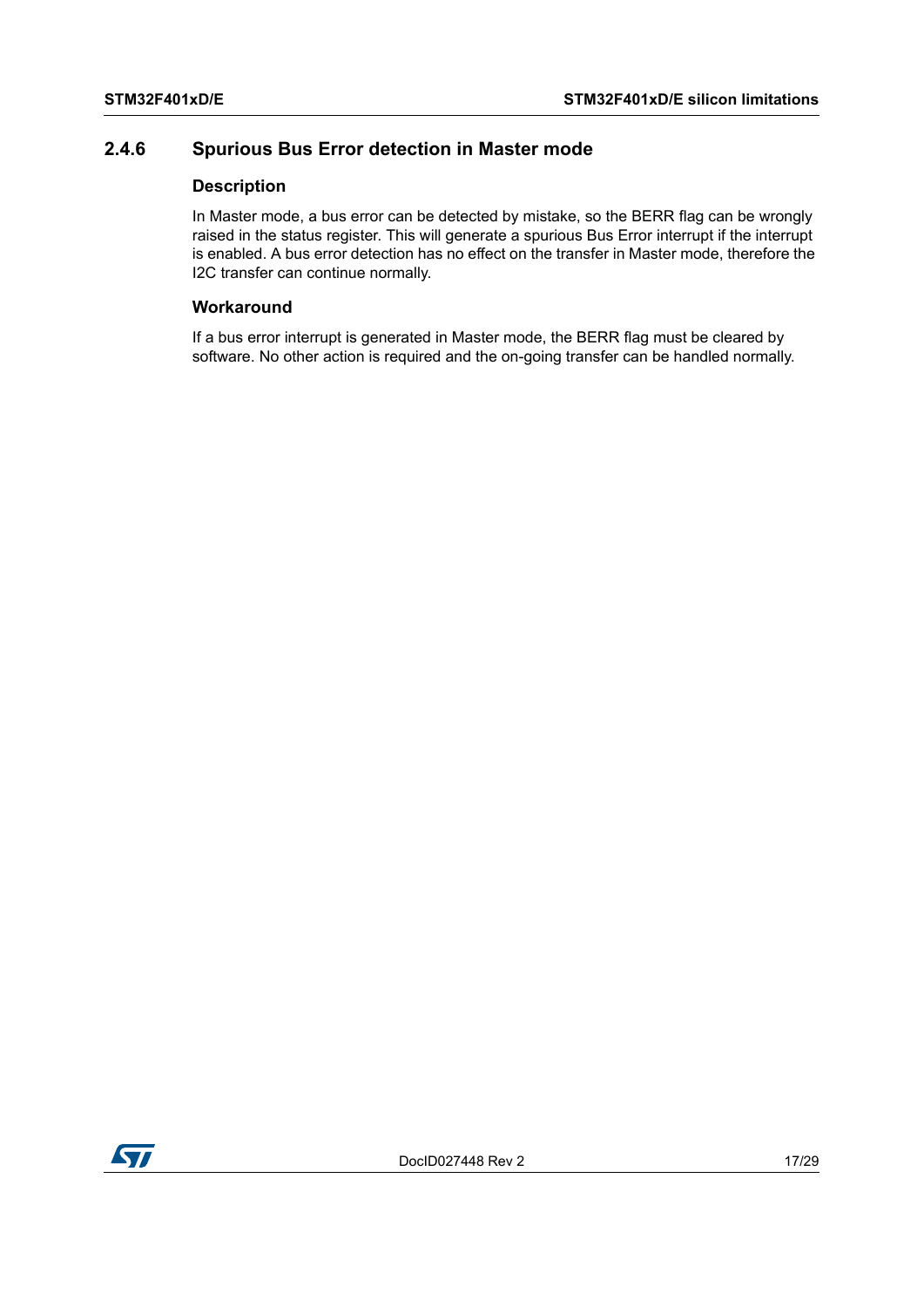### 2.4.6 Spurious Bus Error detection in Master mode

#### Description

In Master mode, a bus error can be detected by mistake, so the BERR flag can be wrongly raised in the status register. This will generate a spurious Bus Error interrupt if the interrupt is enabled. A bus error detection has no effect on the transfer in Master mode, therefore the I2C transfer can continue normally.

#### Workaround

If a bus error interrupt is generated in Master mode, the BERR flag must be cleared by software. No other action is required and the on-going transfer can be handled normally.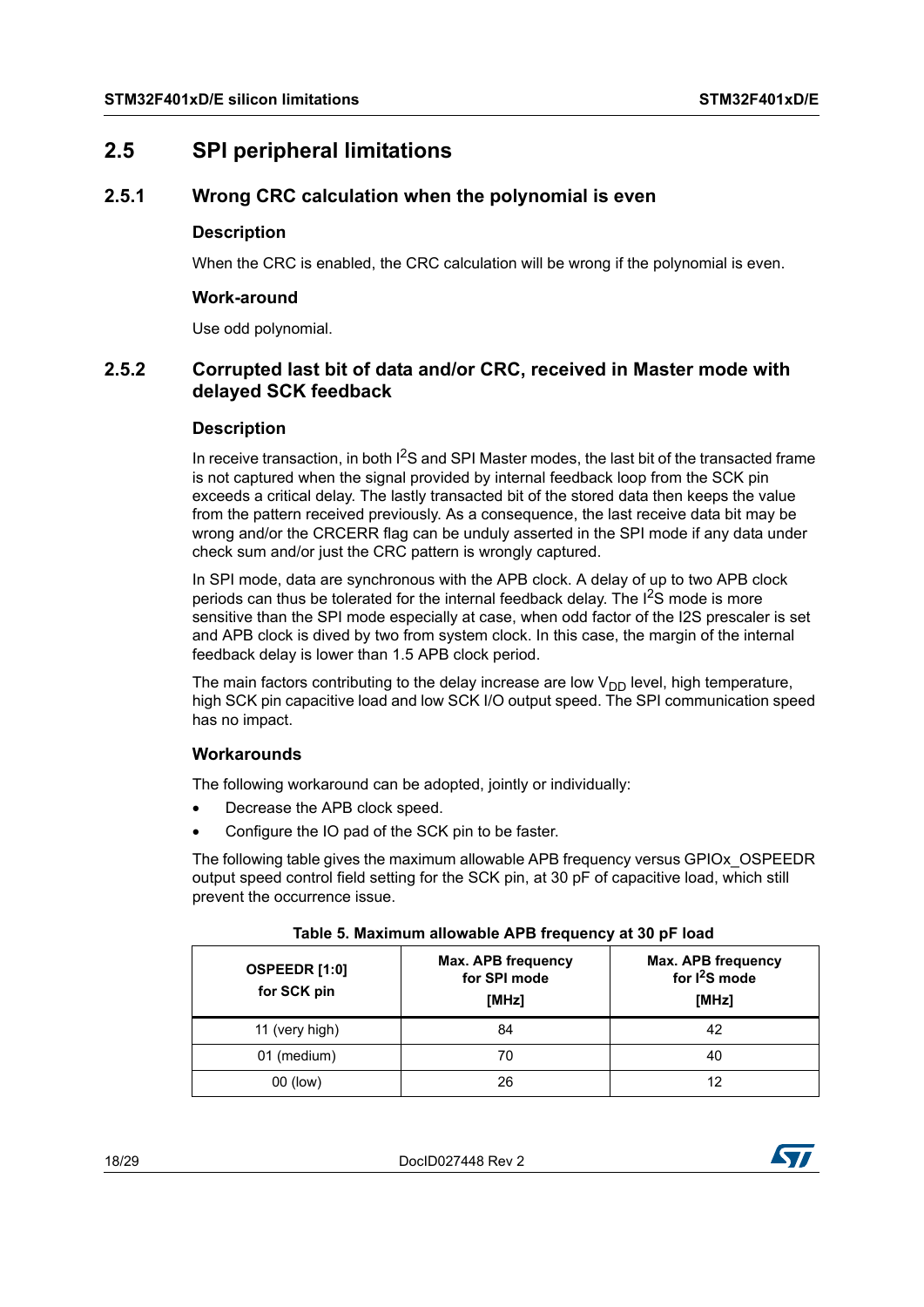## 2.5 SPI peripheral limitations

### 2.5.1 Wrong CRC calculation when the polynomial is even

#### Description

When the CRC is enabled, the CRC calculation will be wrong if the polynomial is even.

#### Work-around

Use odd polynomial.

### 2.5.2 Corrupted last bit of data and/or CRC, received in Master mode with delayed SCK feedback

#### Description

In receive transaction, in both $I^2S$ and SPI Master modes, the last bit of the transacted frame is not captured when the signal provided by internal feedback loop from the SCK pin exceeds a critical delay. The lastly transacted bit of the stored data then keeps the value from the pattern received previously. As a consequence, the last receive data bit may be wrong and/or the CRCERR flag can be unduly asserted in the SPI mode if any data under check sum and/or just the CRC pattern is wrongly captured.

In SPI mode, data are synchronous with the APB clock. A delay of up to two APB clock periods can thus be tolerated for the internal feedback delay. The $I^2S$ mode is more sensitive than the SPI mode especially at case, when odd factor of the I2S prescaler is set and APB clock is dived by two from system clock. In this case, the margin of the internal feedback delay is lower than 1.5 APB clock period.

The main factors contributing to the delay increase are low $V_{DD}$ level, high temperature, high SCK pin capacitive load and low SCK I/O output speed. The SPI communication speed has no impact.

#### Workarounds

The following workaround can be adopted, jointly or individually:

- Decrease the APB clock speed.
- Configure the IO pad of the SCK pin to be faster.

The following table gives the maximum allowable APB frequency versus GPIOx_OSPEEDR output speed control field setting for the SCK pin, at 30 pF of capacitive load, which still prevent the occurrence issue.

**Table 5. Maximum allowable APB frequency at 30 pF load**

| OSPEEDR [1:0] for SCK pin | Max. APB frequency for SPI mode [MHz] | Max. APB frequency for $I^2S$ mode [MHz] |
|---|---|---|
| 11 (very high) | 84 | 42 |
| 01 (medium) | 70 | 40 |
| 00 (low) | 26 | 12 |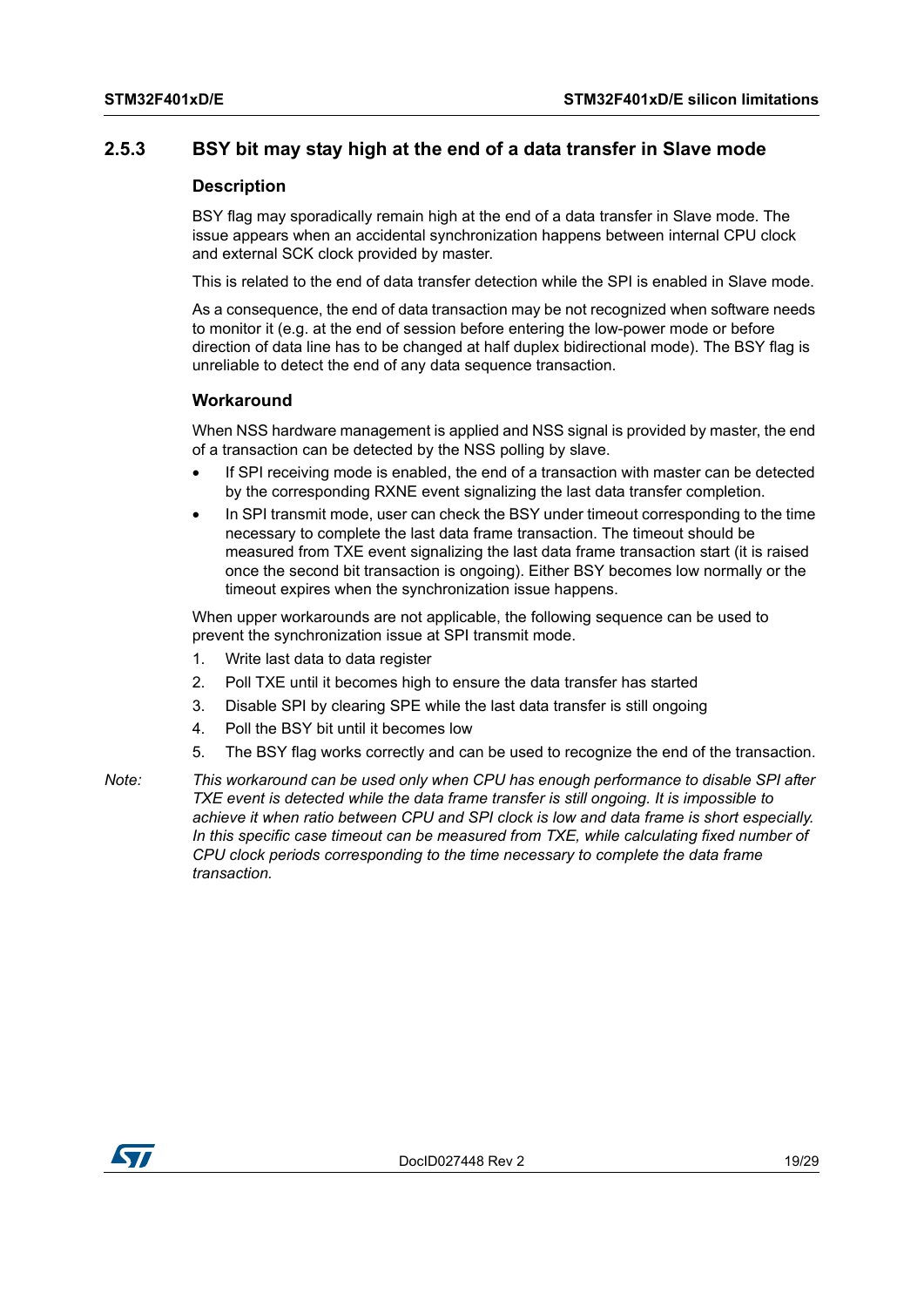### 2.5.3 BSY bit may stay high at the end of a data transfer in Slave mode

#### Description

BSY flag may sporadically remain high at the end of a data transfer in Slave mode. The issue appears when an accidental synchronization happens between internal CPU clock and external SCK clock provided by master.

This is related to the end of data transfer detection while the SPI is enabled in Slave mode.

As a consequence, the end of data transaction may be not recognized when software needs to monitor it (e.g. at the end of session before entering the low-power mode or before direction of data line has to be changed at half duplex bidirectional mode). The BSY flag is unreliable to detect the end of any data sequence transaction.

#### Workaround

When NSS hardware management is applied and NSS signal is provided by master, the end of a transaction can be detected by the NSS polling by slave.

- If SPI receiving mode is enabled, the end of a transaction with master can be detected by the corresponding RXNE event signalizing the last data transfer completion.
- In SPI transmit mode, user can check the BSY under timeout corresponding to the time necessary to complete the last data frame transaction. The timeout should be measured from TXE event signalizing the last data frame transaction start (it is raised once the second bit transaction is ongoing). Either BSY becomes low normally or the timeout expires when the synchronization issue happens.

When upper workarounds are not applicable, the following sequence can be used to prevent the synchronization issue at SPI transmit mode.

1. Write last data to data register
2. Poll TXE until it becomes high to ensure the data transfer has started
3. Disable SPI by clearing SPE while the last data transfer is still ongoing
4. Poll the BSY bit until it becomes low
5. The BSY flag works correctly and can be used to recognize the end of the transaction.

*Note: This workaround can be used only when CPU has enough performance to disable SPI after TXE event is detected while the data frame transfer is still ongoing. It is impossible to achieve it when ratio between CPU and SPI clock is low and data frame is short especially. In this specific case timeout can be measured from TXE, while calculating fixed number of CPU clock periods corresponding to the time necessary to complete the data frame transaction.*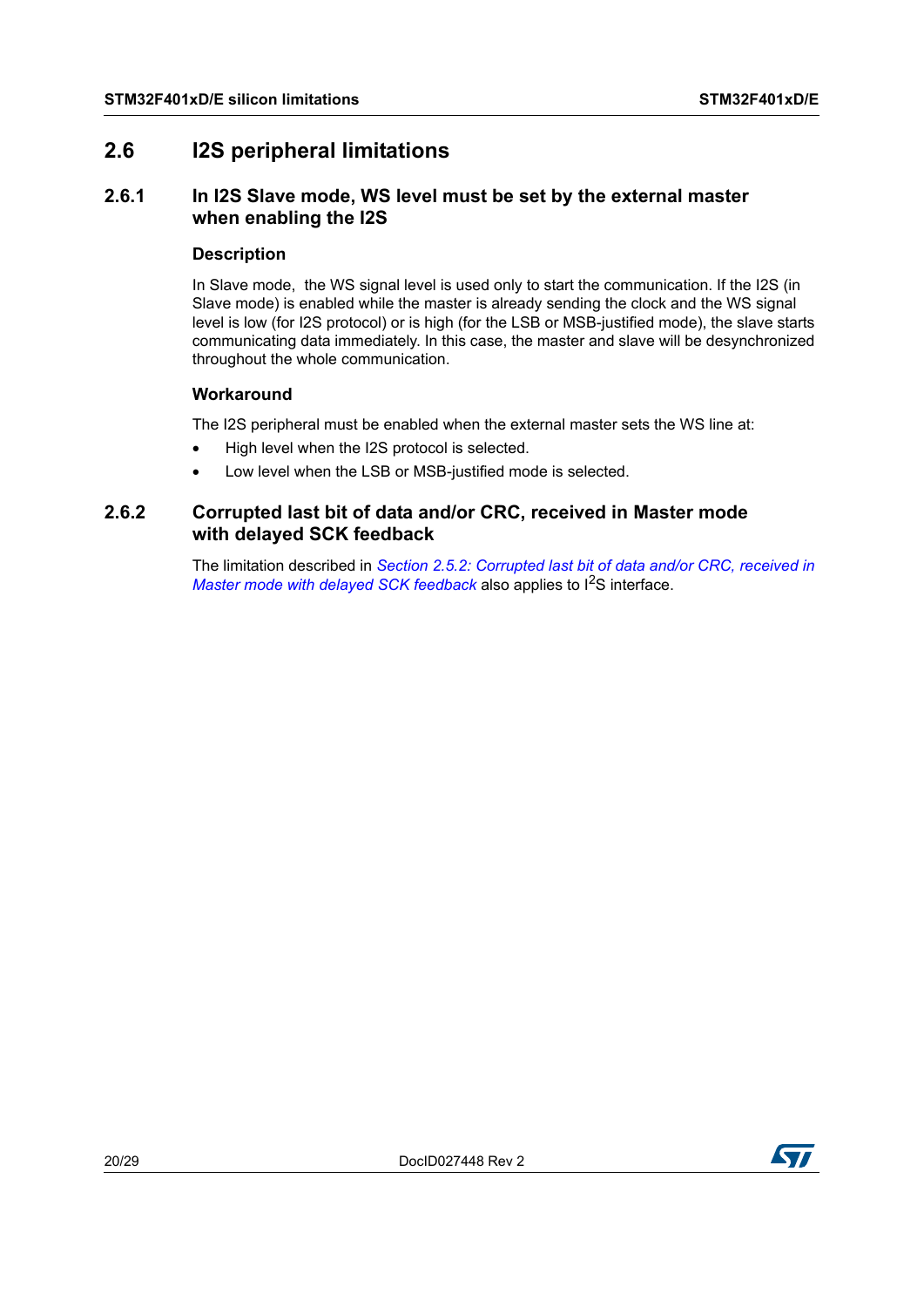## 2.6 I2S peripheral limitations

### 2.6.1 In I2S Slave mode, WS level must be set by the external master when enabling the I2S

#### Description

In Slave mode, the WS signal level is used only to start the communication. If the I2S (in Slave mode) is enabled while the master is already sending the clock and the WS signal level is low (for I2S protocol) or is high (for the LSB or MSB-justified mode), the slave starts communicating data immediately. In this case, the master and slave will be desynchronized throughout the whole communication.

#### Workaround

The I2S peripheral must be enabled when the external master sets the WS line at:

- High level when the I2S protocol is selected.
- Low level when the LSB or MSB-justified mode is selected.

### 2.6.2 Corrupted last bit of data and/or CRC, received in Master mode with delayed SCK feedback

The limitation described in *Section 2.5.2: Corrupted last bit of data and/or CRC, received in Master mode with delayed SCK feedback* also applies to I$^2$S interface.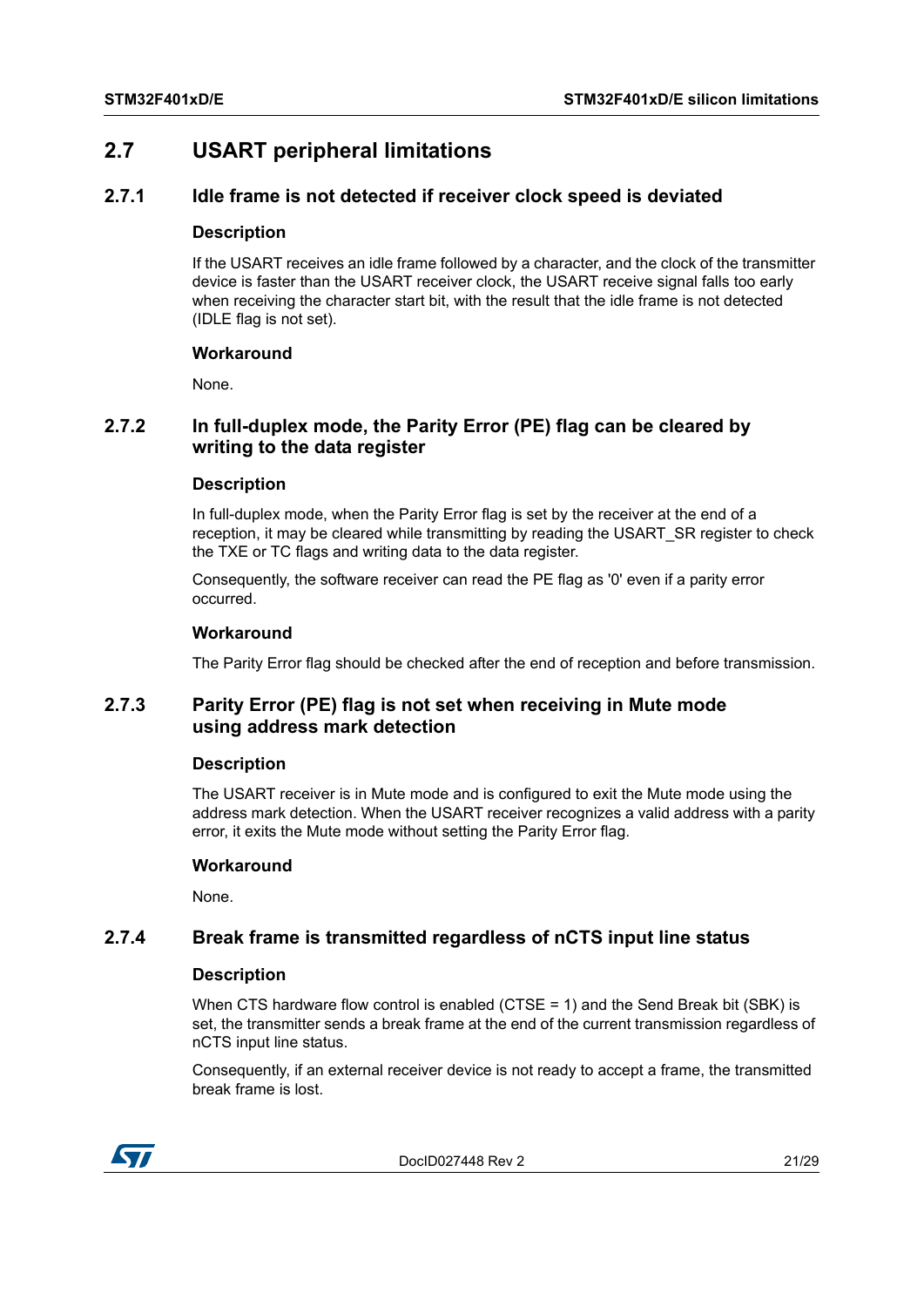## 2.7 USART peripheral limitations

### 2.7.1 Idle frame is not detected if receiver clock speed is deviated

#### Description

If the USART receives an idle frame followed by a character, and the clock of the transmitter device is faster than the USART receiver clock, the USART receive signal falls too early when receiving the character start bit, with the result that the idle frame is not detected (IDLE flag is not set).

#### Workaround

None.

### 2.7.2 In full-duplex mode, the Parity Error (PE) flag can be cleared by writing to the data register

#### Description

In full-duplex mode, when the Parity Error flag is set by the receiver at the end of a reception, it may be cleared while transmitting by reading the USART_SR register to check the TXE or TC flags and writing data to the data register.

Consequently, the software receiver can read the PE flag as '0' even if a parity error occurred.

#### Workaround

The Parity Error flag should be checked after the end of reception and before transmission.

### 2.7.3 Parity Error (PE) flag is not set when receiving in Mute mode using address mark detection

#### Description

The USART receiver is in Mute mode and is configured to exit the Mute mode using the address mark detection. When the USART receiver recognizes a valid address with a parity error, it exits the Mute mode without setting the Parity Error flag.

#### Workaround

None.

### 2.7.4 Break frame is transmitted regardless of nCTS input line status

#### Description

When CTS hardware flow control is enabled (CTSE = 1) and the Send Break bit (SBK) is set, the transmitter sends a break frame at the end of the current transmission regardless of nCTS input line status.

Consequently, if an external receiver device is not ready to accept a frame, the transmitted break frame is lost.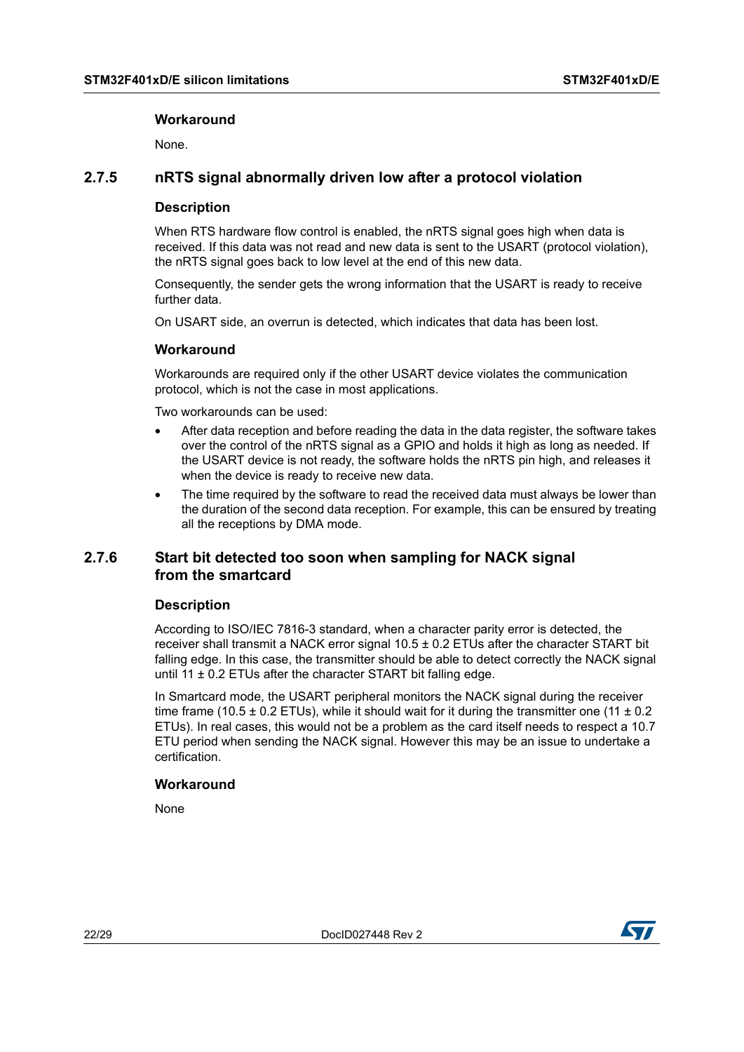#### Workaround

None.

### 2.7.5 nRTS signal abnormally driven low after a protocol violation

#### Description

When RTS hardware flow control is enabled, the nRTS signal goes high when data is received. If this data was not read and new data is sent to the USART (protocol violation), the nRTS signal goes back to low level at the end of this new data.

Consequently, the sender gets the wrong information that the USART is ready to receive further data.

On USART side, an overrun is detected, which indicates that data has been lost.

#### Workaround

Workarounds are required only if the other USART device violates the communication protocol, which is not the case in most applications.

Two workarounds can be used:

- After data reception and before reading the data in the data register, the software takes over the control of the nRTS signal as a GPIO and holds it high as long as needed. If the USART device is not ready, the software holds the nRTS pin high, and releases it when the device is ready to receive new data.
- The time required by the software to read the received data must always be lower than the duration of the second data reception. For example, this can be ensured by treating all the receptions by DMA mode.

### 2.7.6 Start bit detected too soon when sampling for NACK signal from the smartcard

#### Description

According to ISO/IEC 7816-3 standard, when a character parity error is detected, the receiver shall transmit a NACK error signal 10.5 ± 0.2 ETUs after the character START bit falling edge. In this case, the transmitter should be able to detect correctly the NACK signal until 11 ± 0.2 ETUs after the character START bit falling edge.

In Smartcard mode, the USART peripheral monitors the NACK signal during the receiver time frame (10.5 ± 0.2 ETUs), while it should wait for it during the transmitter one (11 ± 0.2 ETUs). In real cases, this would not be a problem as the card itself needs to respect a 10.7 ETU period when sending the NACK signal. However this may be an issue to undertake a certification.

#### Workaround

None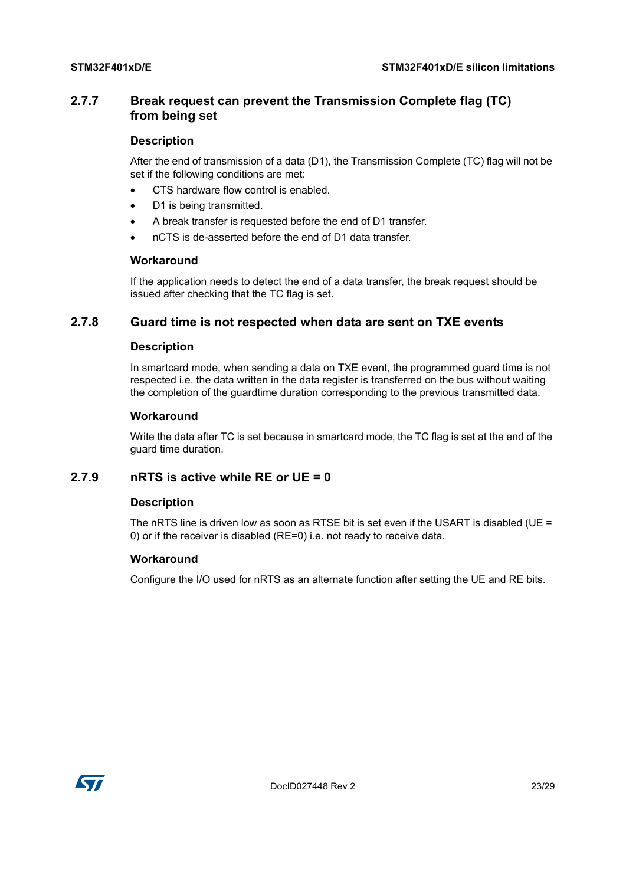### 2.7.7 Break request can prevent the Transmission Complete flag (TC) from being set

#### Description

After the end of transmission of a data (D1), the Transmission Complete (TC) flag will not be set if the following conditions are met:

- CTS hardware flow control is enabled.
- D1 is being transmitted.
- A break transfer is requested before the end of D1 transfer.
- nCTS is de-asserted before the end of D1 data transfer.

#### Workaround

If the application needs to detect the end of a data transfer, the break request should be issued after checking that the TC flag is set.

### 2.7.8 Guard time is not respected when data are sent on TXE events

#### Description

In smartcard mode, when sending a data on TXE event, the programmed guard time is not respected i.e. the data written in the data register is transferred on the bus without waiting the completion of the guardtime duration corresponding to the previous transmitted data.

#### Workaround

Write the data after TC is set because in smartcard mode, the TC flag is set at the end of the guard time duration.

### 2.7.9 nRTS is active while RE or UE = 0

#### Description

The nRTS line is driven low as soon as RTSE bit is set even if the USART is disabled (UE = 0) or if the receiver is disabled (RE=0) i.e. not ready to receive data.

#### Workaround

Configure the I/O used for nRTS as an alternate function after setting the UE and RE bits.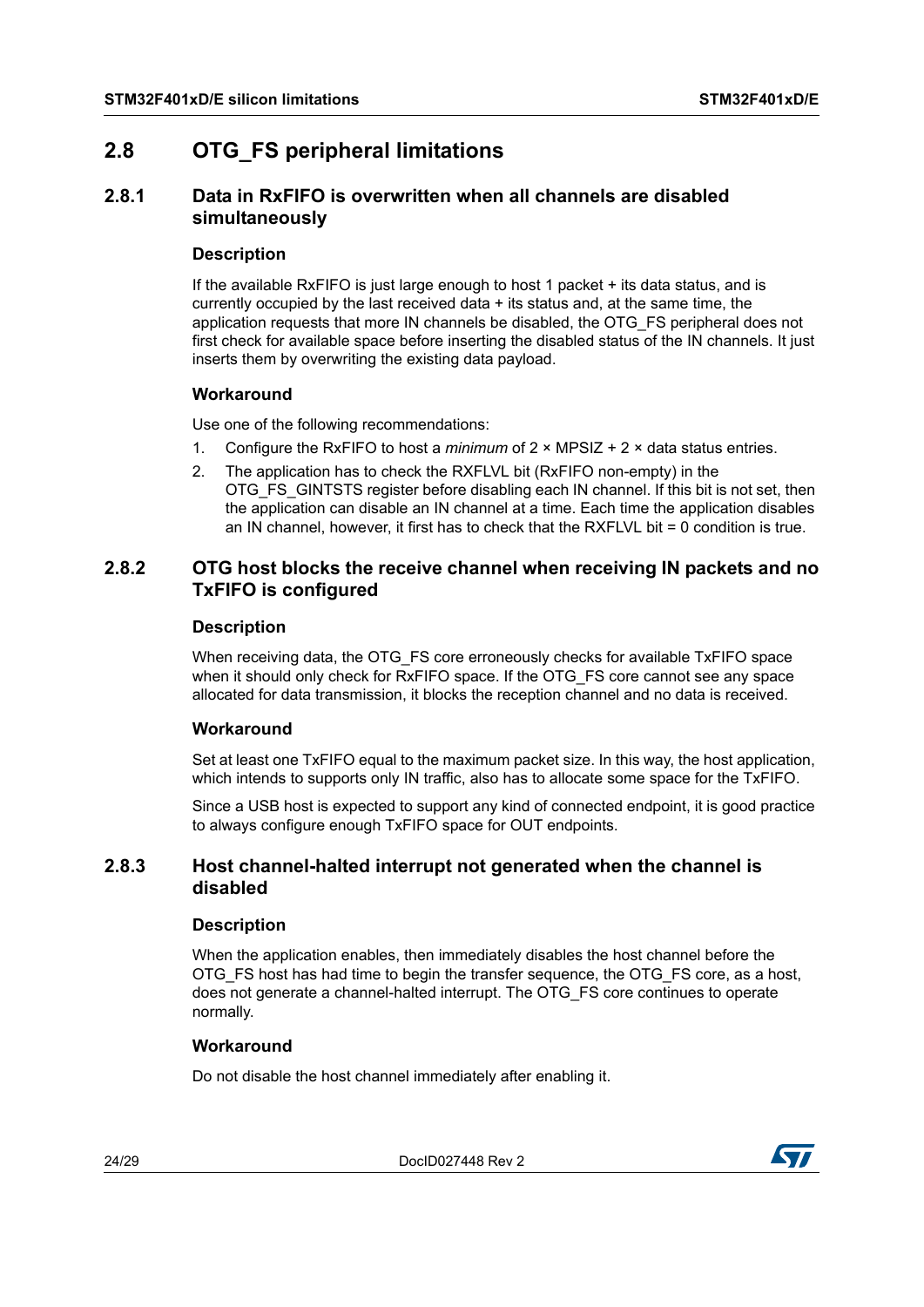## 2.8 OTG_FS peripheral limitations

### 2.8.1 Data in RxFIFO is overwritten when all channels are disabled simultaneously

#### Description

If the available RxFIFO is just large enough to host 1 packet + its data status, and is currently occupied by the last received data + its status and, at the same time, the application requests that more IN channels be disabled, the OTG_FS peripheral does not first check for available space before inserting the disabled status of the IN channels. It just inserts them by overwriting the existing data payload.

#### Workaround

Use one of the following recommendations:

1. Configure the RxFIFO to host a *minimum* of 2 × MPSIZ + 2 × data status entries.
2. The application has to check the RXFLVL bit (RxFIFO non-empty) in the OTG_FS_GINTSTS register before disabling each IN channel. If this bit is not set, then the application can disable an IN channel at a time. Each time the application disables an IN channel, however, it first has to check that the RXFLVL bit = 0 condition is true.

### 2.8.2 OTG host blocks the receive channel when receiving IN packets and no TxFIFO is configured

#### Description

When receiving data, the OTG_FS core erroneously checks for available TxFIFO space when it should only check for RxFIFO space. If the OTG_FS core cannot see any space allocated for data transmission, it blocks the reception channel and no data is received.

#### Workaround

Set at least one TxFIFO equal to the maximum packet size. In this way, the host application, which intends to supports only IN traffic, also has to allocate some space for the TxFIFO.

Since a USB host is expected to support any kind of connected endpoint, it is good practice to always configure enough TxFIFO space for OUT endpoints.

### 2.8.3 Host channel-halted interrupt not generated when the channel is disabled

#### Description

When the application enables, then immediately disables the host channel before the OTG_FS host has had time to begin the transfer sequence, the OTG_FS core, as a host, does not generate a channel-halted interrupt. The OTG_FS core continues to operate normally.

#### Workaround

Do not disable the host channel immediately after enabling it.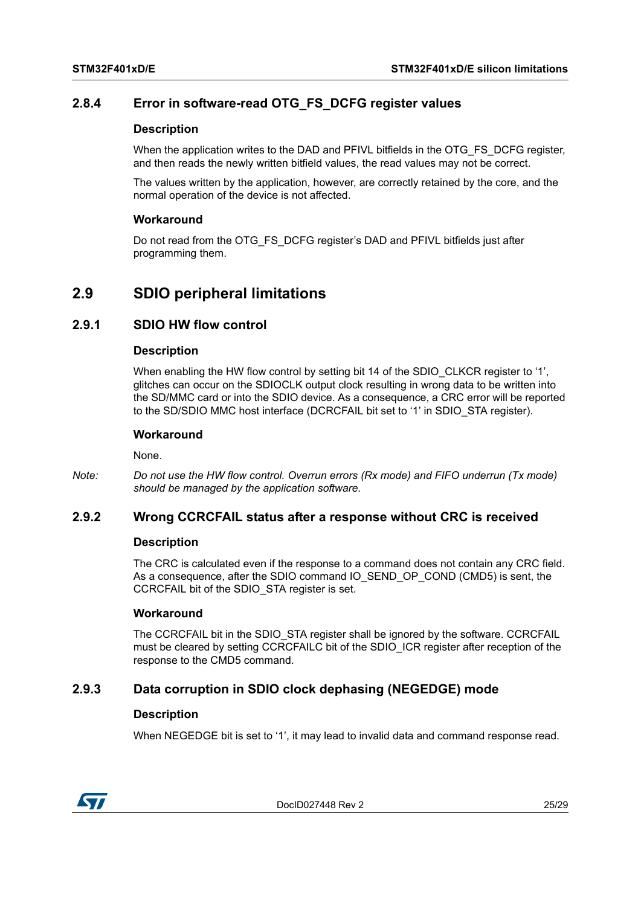### 2.8.4 Error in software-read OTG_FS_DCFG register values

#### Description

When the application writes to the DAD and PFIVL bitfields in the OTG_FS_DCFG register, and then reads the newly written bitfield values, the read values may not be correct.

The values written by the application, however, are correctly retained by the core, and the normal operation of the device is not affected.

#### Workaround

Do not read from the OTG_FS_DCFG register's DAD and PFIVL bitfields just after programming them.

## 2.9 SDIO peripheral limitations

### 2.9.1 SDIO HW flow control

#### Description

When enabling the HW flow control by setting bit 14 of the SDIO_CLKCR register to '1', glitches can occur on the SDIOCLK output clock resulting in wrong data to be written into the SD/MMC card or into the SDIO device. As a consequence, a CRC error will be reported to the SD/SDIO MMC host interface (DCRCFAIL bit set to '1' in SDIO_STA register).

#### Workaround

None.

*Note: Do not use the HW flow control. Overrun errors (Rx mode) and FIFO underrun (Tx mode) should be managed by the application software.*

### 2.9.2 Wrong CCRCFAIL status after a response without CRC is received

#### Description

The CRC is calculated even if the response to a command does not contain any CRC field. As a consequence, after the SDIO command IO_SEND_OP_COND (CMD5) is sent, the CCRCFAIL bit of the SDIO_STA register is set.

#### Workaround

The CCRCFAIL bit in the SDIO_STA register shall be ignored by the software. CCRCFAIL must be cleared by setting CCRCFAILC bit of the SDIO_ICR register after reception of the response to the CMD5 command.

### 2.9.3 Data corruption in SDIO clock dephasing (NEGEDGE) mode

#### Description

When NEGEDGE bit is set to '1', it may lead to invalid data and command response read.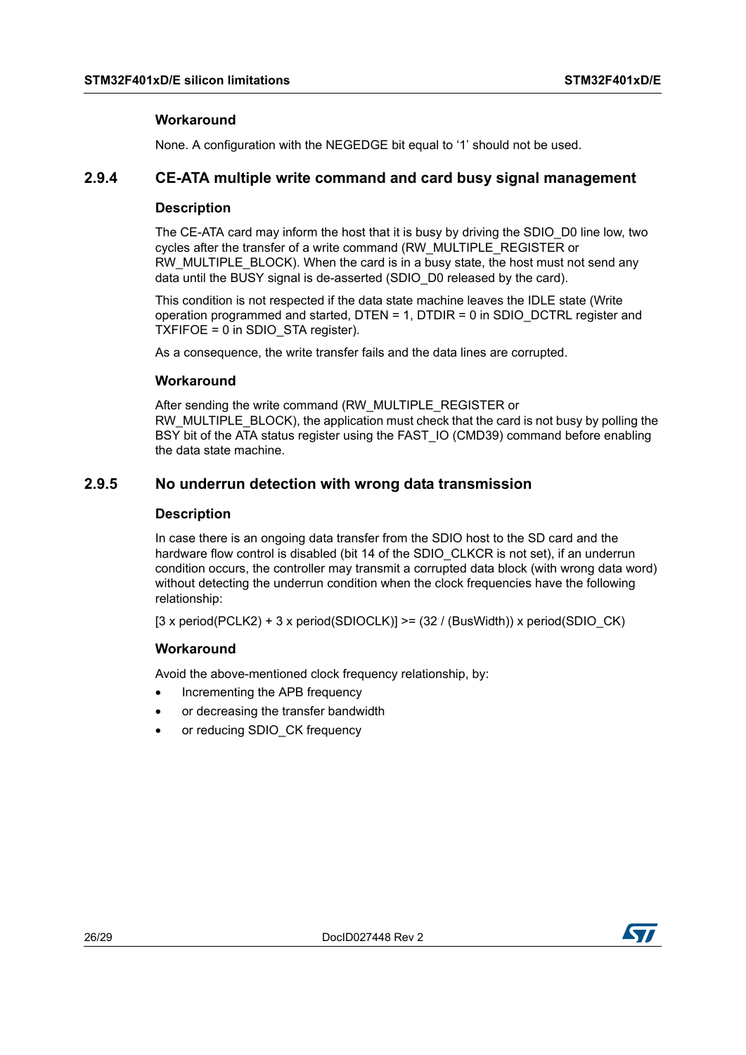#### Workaround

None. A configuration with the NEGEDGE bit equal to ‘1’ should not be used.

### 2.9.4 CE-ATA multiple write command and card busy signal management

#### Description

The CE-ATA card may inform the host that it is busy by driving the SDIO_D0 line low, two cycles after the transfer of a write command (RW_MULTIPLE_REGISTER or RW_MULTIPLE_BLOCK). When the card is in a busy state, the host must not send any data until the BUSY signal is de-asserted (SDIO_D0 released by the card).

This condition is not respected if the data state machine leaves the IDLE state (Write operation programmed and started, DTEN = 1, DTDIR = 0 in SDIO_DCTRL register and TXFIFOE = 0 in SDIO_STA register).

As a consequence, the write transfer fails and the data lines are corrupted.

#### Workaround

After sending the write command (RW_MULTIPLE_REGISTER or RW_MULTIPLE_BLOCK), the application must check that the card is not busy by polling the BSY bit of the ATA status register using the FAST_IO (CMD39) command before enabling the data state machine.

### 2.9.5 No underrun detection with wrong data transmission

#### Description

In case there is an ongoing data transfer from the SDIO host to the SD card and the hardware flow control is disabled (bit 14 of the SDIO_CLKCR is not set), if an underrun condition occurs, the controller may transmit a corrupted data block (with wrong data word) without detecting the underrun condition when the clock frequencies have the following relationship:

[3 x period(PCLK2) + 3 x period(SDIOCLK)] >= (32 / (BusWidth)) x period(SDIO_CK)

#### Workaround

Avoid the above-mentioned clock frequency relationship, by:

- Incrementing the APB frequency
- or decreasing the transfer bandwidth
- or reducing SDIO_CK frequency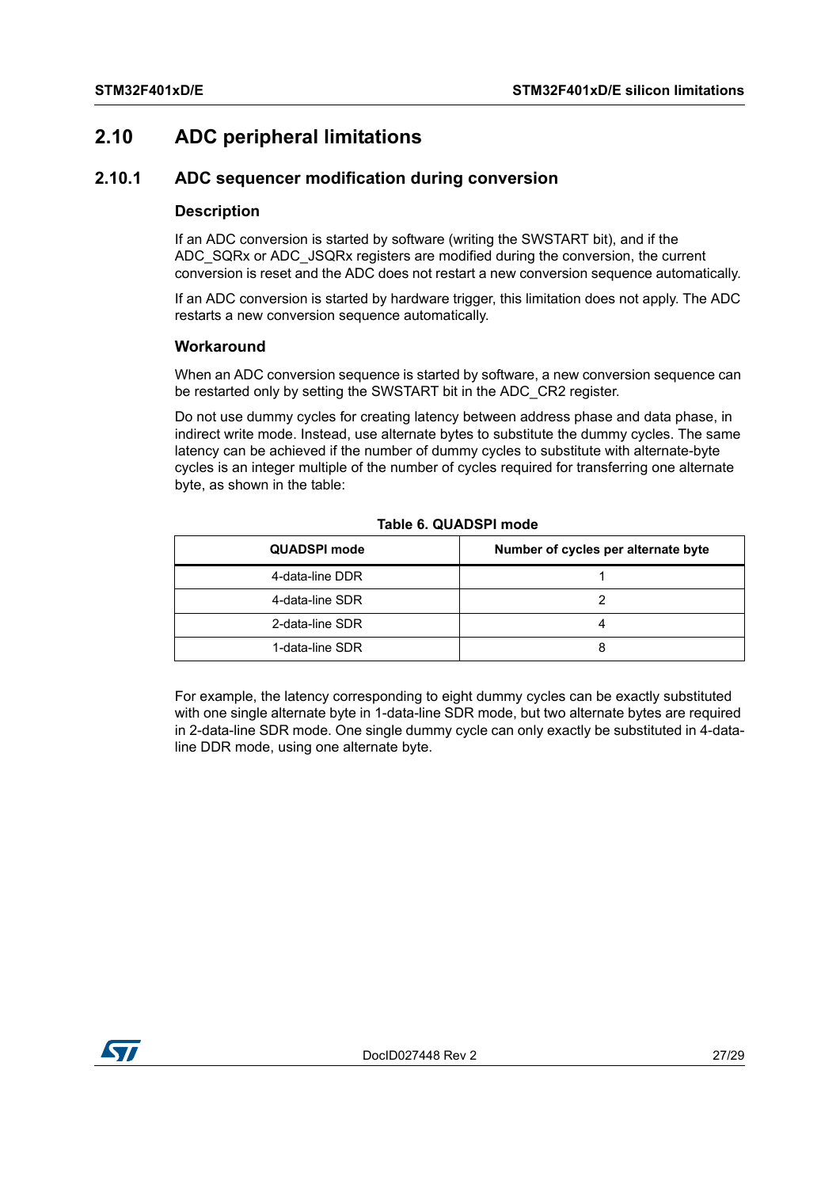## 2.10 ADC peripheral limitations

### 2.10.1 ADC sequencer modification during conversion

#### Description

If an ADC conversion is started by software (writing the SWSTART bit), and if the ADC_SQRx or ADC_JSQRx registers are modified during the conversion, the current conversion is reset and the ADC does not restart a new conversion sequence automatically.

If an ADC conversion is started by hardware trigger, this limitation does not apply. The ADC restarts a new conversion sequence automatically.

#### Workaround

When an ADC conversion sequence is started by software, a new conversion sequence can be restarted only by setting the SWSTART bit in the ADC_CR2 register.

Do not use dummy cycles for creating latency between address phase and data phase, in indirect write mode. Instead, use alternate bytes to substitute the dummy cycles. The same latency can be achieved if the number of dummy cycles to substitute with alternate-byte cycles is an integer multiple of the number of cycles required for transferring one alternate byte, as shown in the table:

**Table 6. QUADSPI mode**

| QUADSPI mode | Number of cycles per alternate byte |
|---|---|
| 4-data-line DDR | 1 |
| 4-data-line SDR | 2 |
| 2-data-line SDR | 4 |
| 1-data-line SDR | 8 |

For example, the latency corresponding to eight dummy cycles can be exactly substituted with one single alternate byte in 1-data-line SDR mode, but two alternate bytes are required in 2-data-line SDR mode. One single dummy cycle can only exactly be substituted in 4-data-line DDR mode, using one alternate byte.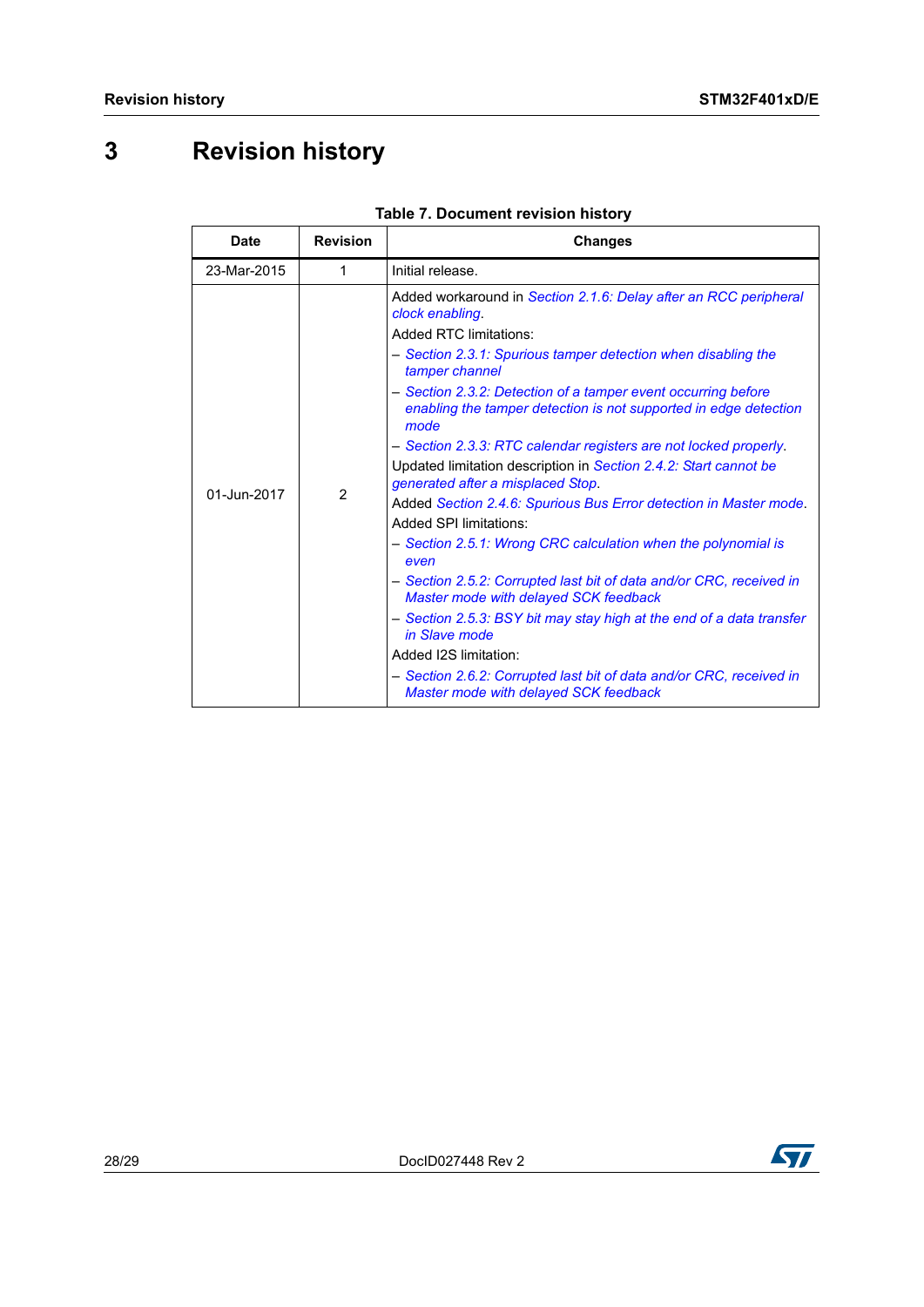# 3 Revision history

**Table 7. Document revision history**

| Date | Revision | Changes |
|---|---|---|
| 23-Mar-2015 | 1 | Initial release. |
| 01-Jun-2017 | 2 | Added workaround in *Section 2.1.6: Delay after an RCC peripheral clock enabling*.<br>Added RTC limitations:<br>– *Section 2.3.1: Spurious tamper detection when disabling the tamper channel*<br>– *Section 2.3.2: Detection of a tamper event occurring before enabling the tamper detection is not supported in edge detection mode*<br>– *Section 2.3.3: RTC calendar registers are not locked properly*.<br>Updated limitation description in *Section 2.4.2: Start cannot be generated after a misplaced Stop*.<br>Added *Section 2.4.6: Spurious Bus Error detection in Master mode*.<br>Added SPI limitations:<br>– *Section 2.5.1: Wrong CRC calculation when the polynomial is even*<br>– *Section 2.5.2: Corrupted last bit of data and/or CRC, received in Master mode with delayed SCK feedback*<br>– *Section 2.5.3: BSY bit may stay high at the end of a data transfer in Slave mode*<br>Added I2S limitation:<br>– *Section 2.6.2: Corrupted last bit of data and/or CRC, received in Master mode with delayed SCK feedback* |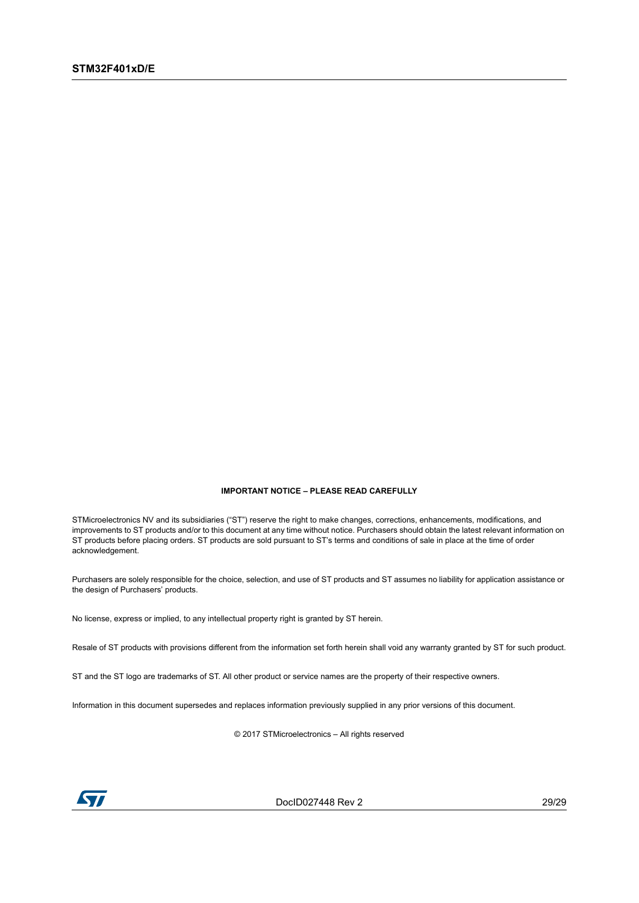**IMPORTANT NOTICE – PLEASE READ CAREFULLY**

STMicroelectronics NV and its subsidiaries (“ST”) reserve the right to make changes, corrections, enhancements, modifications, and improvements to ST products and/or to this document at any time without notice. Purchasers should obtain the latest relevant information on ST products before placing orders. ST products are sold pursuant to ST’s terms and conditions of sale in place at the time of order acknowledgement.

Purchasers are solely responsible for the choice, selection, and use of ST products and ST assumes no liability for application assistance or the design of Purchasers’ products.

No license, express or implied, to any intellectual property right is granted by ST herein.

Resale of ST products with provisions different from the information set forth herein shall void any warranty granted by ST for such product.

ST and the ST logo are trademarks of ST. All other product or service names are the property of their respective owners.

Information in this document supersedes and replaces information previously supplied in any prior versions of this document.

© 2017 STMicroelectronics – All rights reserved